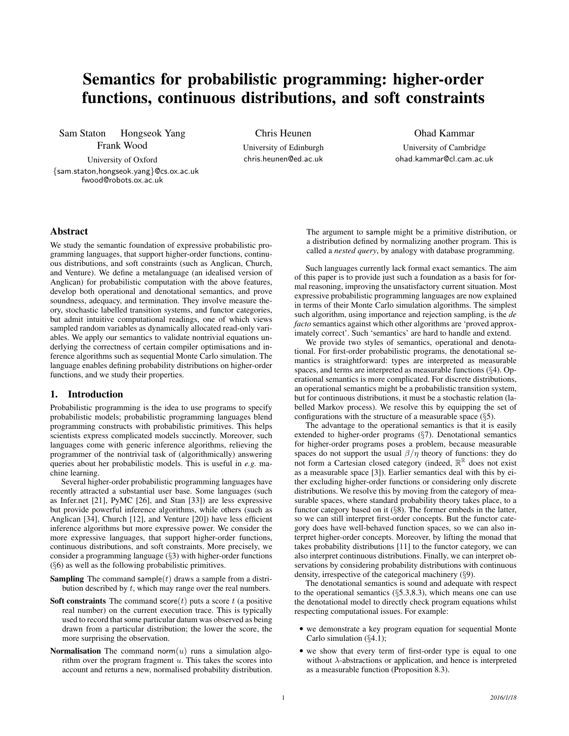# Semantics for probabilistic programming: higher-order functions, continuous distributions, and soft constraints

Sam Staton Hongseok Yang Frank Wood
University of Oxford
{sam.staton,hongseok.yang}@cs.ox.ac.uk
fwood@robots.ox.ac.uk

Chris Heunen
University of Edinburgh
chris.heunen@ed.ac.uk

Ohad Kammar
University of Cambridge
ohad.kammar@cl.cam.ac.uk

## Abstract

We study the semantic foundation of expressive probabilistic programming languages, that support higher-order functions, continuous distributions, and soft constraints (such as Anglican, Church, and Venture). We define a metalanguage (an idealised version of Anglican) for probabilistic computation with the above features, develop both operational and denotational semantics, and prove soundness, adequacy, and termination. They involve measure theory, stochastic labelled transition systems, and functor categories, but admit intuitive computational readings, one of which views sampled random variables as dynamically allocated read-only variables. We apply our semantics to validate nontrivial equations underlying the correctness of certain compiler optimisations and inference algorithms such as sequential Monte Carlo simulation. The language enables defining probability distributions on higher-order functions, and we study their properties.

## 1. Introduction

Probabilistic programming is the idea to use programs to specify probabilistic models; probabilistic programming languages blend programming constructs with probabilistic primitives. This helps scientists express complicated models succinctly. Moreover, such languages come with generic inference algorithms, relieving the programmer of the nontrivial task of (algorithmically) answering queries about her probabilistic models. This is useful in *e.g.* machine learning.

Several higher-order probabilistic programming languages have recently attracted a substantial user base. Some languages (such as Infer.net [21], PyMC [26], and Stan [33]) are less expressive but provide powerful inference algorithms, while others (such as Anglican [34], Church [12], and Venture [20]) have less efficient inference algorithms but more expressive power. We consider the more expressive languages, that support higher-order functions, continuous distributions, and soft constraints. More precisely, we consider a programming language (§3) with higher-order functions (§6) as well as the following probabilistic primitives.

**Sampling** The command sample($t$) draws a sample from a distribution described by $t$, which may range over the real numbers.

**Soft constraints** The command score($t$) puts a score $t$ (a positive real number) on the current execution trace. This is typically used to record that some particular datum was observed as being drawn from a particular distribution; the lower the score, the more surprising the observation.

**Normalisation** The command norm($u$) runs a simulation algorithm over the program fragment $u$. This takes the scores into account and returns a new, normalised probability distribution. The argument to sample might be a primitive distribution, or a distribution defined by normalizing another program. This is called a *nested query*, by analogy with database programming.

Such languages currently lack formal exact semantics. The aim of this paper is to provide just such a foundation as a basis for formal reasoning, improving the unsatisfactory current situation. Most expressive probabilistic programming languages are now explained in terms of their Monte Carlo simulation algorithms. The simplest such algorithm, using importance and rejection sampling, is the *de facto* semantics against which other algorithms are 'proved approximately correct'. Such 'semantics' are hard to handle and extend.

We provide two styles of semantics, operational and denotational. For first-order probabilistic programs, the denotational semantics is straightforward: types are interpreted as measurable spaces, and terms are interpreted as measurable functions (§4). Operational semantics is more complicated. For discrete distributions, an operational semantics might be a probabilistic transition system, but for continuous distributions, it must be a stochastic relation (labelled Markov process). We resolve this by equipping the set of configurations with the structure of a measurable space (§5).

The advantage to the operational semantics is that it is easily extended to higher-order programs (§7). Denotational semantics for higher-order programs poses a problem, because measurable spaces do not support the usual $\beta/\eta$ theory of functions: they do not form a Cartesian closed category (indeed, $\mathbb{R}^{\mathbb{R}}$ does not exist as a measurable space [3]). Earlier semantics deal with this by either excluding higher-order functions or considering only discrete distributions. We resolve this by moving from the category of measurable spaces, where standard probability theory takes place, to a functor category based on it (§8). The former embeds in the latter, so we can still interpret first-order concepts. But the functor category does have well-behaved function spaces, so we can also interpret higher-order concepts. Moreover, by lifting the monad that takes probability distributions [11] to the functor category, we can also interpret continuous distributions. Finally, we can interpret observations by considering probability distributions with continuous density, irrespective of the categorical machinery (§9).

The denotational semantics is sound and adequate with respect to the operational semantics (§5.3,8.3), which means one can use the denotational model to directly check program equations whilst respecting computational issues. For example:

- we demonstrate a key program equation for sequential Monte Carlo simulation (§4.1);
- we show that every term of first-order type is equal to one without $\lambda$-abstractions or application, and hence is interpreted as a measurable function (Proposition 8.3).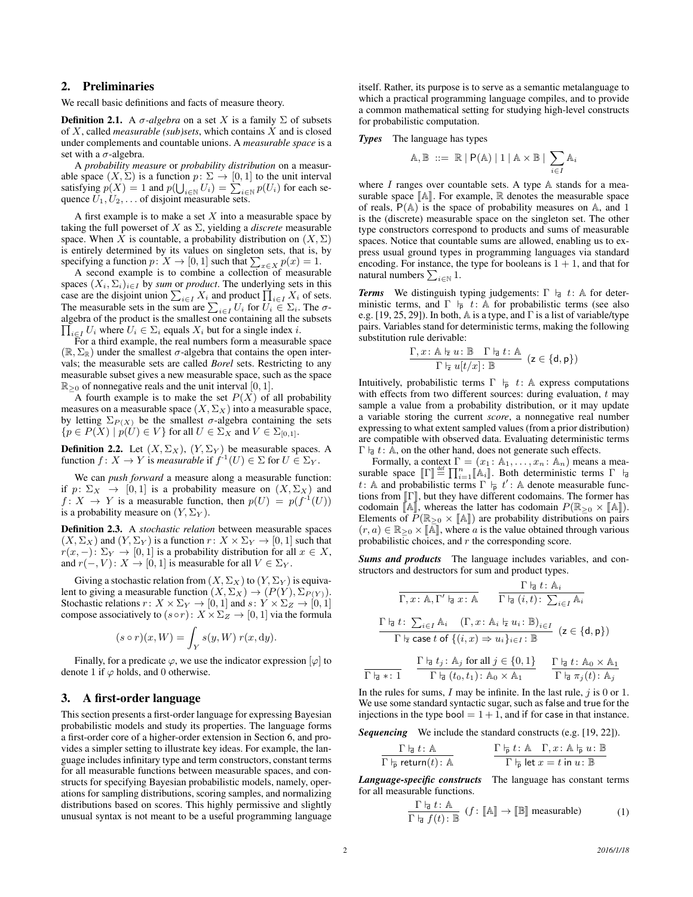## 2. Preliminaries

We recall basic definitions and facts of measure theory.

**Definition 2.1.** A *σ-algebra* on a set $X$ is a family $\Sigma$ of subsets of $X$, called *measurable (sub)sets*, which contains $X$ and is closed under complements and countable unions. A *measurable space* is a set with a $\sigma$-algebra.

A *probability measure* or *probability distribution* on a measurable space $(X, \Sigma)$ is a function $p \colon \Sigma \to [0,1]$ to the unit interval satisfying $p(X) = 1$ and $p(\bigcup_{i \in \mathbb{N}} U_i) = \sum_{i \in \mathbb{N}} p(U_i)$ for each sequence $U_1, U_2, \ldots$ of disjoint measurable sets.

A first example is to make a set $X$ into a measurable space by taking the full powerset of $X$ as $\Sigma$, yielding a *discrete* measurable space. When $X$ is countable, a probability distribution on $(X, \Sigma)$ is entirely determined by its values on singleton sets, that is, by specifying a function $p \colon X \to [0,1]$ such that $\sum_{x \in X} p(x) = 1$.

A second example is to combine a collection of measurable spaces $(X_i, \Sigma_i)_{i \in I}$ by *sum* or *product*. The underlying sets in this case are the disjoint union $\sum_{i \in I} X_i$ and product $\prod_{i \in I} X_i$ of sets. The measurable sets in the sum are $\sum_{i \in I} U_i$ for $U_i \in \Sigma_i$. The $\sigma$-algebra of the product is the smallest one containing all the subsets $\prod_{i \in I} U_i$ where $U_i \in \Sigma_i$ equals $X_i$ but for a single index $i$.

For a third example, the real numbers form a measurable space $(\mathbb{R}, \Sigma_{\mathbb{R}})$ under the smallest $\sigma$-algebra that contains the open intervals; the measurable sets are called *Borel* sets. Restricting to any measurable subset gives a new measurable space, such as the space $\mathbb{R}_{\geq 0}$ of nonnegative reals and the unit interval $[0,1]$.

A fourth example is to make the set $P(X)$ of all probability measures on a measurable space $(X, \Sigma_X)$ into a measurable space, by letting $\Sigma_{P(X)}$ be the smallest $\sigma$-algebra containing the sets $\{p \in P(X) \mid p(U) \in V\}$ for all $U \in \Sigma_X$ and $V \in \Sigma_{[0,1]}$.

**Definition 2.2.** Let $(X, \Sigma_X)$, $(Y, \Sigma_Y)$ be measurable spaces. A function $f \colon X \to Y$ is *measurable* if $f^{-1}(U) \in \Sigma$ for $U \in \Sigma_Y$.

We can *push forward* a measure along a measurable function: if $p \colon \Sigma_X \to [0,1]$ is a probability measure on $(X, \Sigma_X)$ and $f \colon X \to Y$ is a measurable function, then $p(U) = p(f^{-1}(U))$ is a probability measure on $(Y, \Sigma_Y)$.

**Definition 2.3.** A *stochastic relation* between measurable spaces $(X, \Sigma_X)$ and $(Y, \Sigma_Y)$ is a function $r \colon X \times \Sigma_Y \to [0,1]$ such that $r(x, -) \colon \Sigma_Y \to [0,1]$ is a probability distribution for all $x \in X$, and $r(-, V) \colon X \to [0,1]$ is measurable for all $V \in \Sigma_Y$.

Giving a stochastic relation from $(X, \Sigma_X)$ to $(Y, \Sigma_Y)$ is equivalent to giving a measurable function $(X, \Sigma_X) \to (P(Y), \Sigma_{P(Y)})$. Stochastic relations $r \colon X \times \Sigma_Y \to [0,1]$ and $s \colon Y \times \Sigma_Z \to [0,1]$ compose associatively to $(s \circ r) \colon X \times \Sigma_Z \to [0,1]$ via the formula

$$(s \circ r)(x, W) = \int_Y s(y, W)\, r(x, \mathrm{d}y).$$

Finally, for a predicate $\varphi$, we use the indicator expression $[\varphi]$ to denote 1 if $\varphi$ holds, and 0 otherwise.

## 3. A first-order language

This section presents a first-order language for expressing Bayesian probabilistic models and study its properties. The language forms a first-order core of a higher-order extension in Section 6, and provides a simpler setting to illustrate key ideas. For example, the language includes infinitary type and term constructors, constant terms for all measurable functions between measurable spaces, and constructs for specifying Bayesian probabilistic models, namely, operations for sampling distributions, scoring samples, and normalizing distributions based on scores. This highly permissive and slightly unusual syntax is not meant to be a useful programming language itself. Rather, its purpose is to serve as a semantic metalanguage to which a practical programming language compiles, and to provide a common mathematical setting for studying high-level constructs for probabilistic computation.

***Types*** The language has types

$$\mathbb{A}, \mathbb{B} \;::=\; \mathbb{R} \mid \mathsf{P}(\mathbb{A}) \mid 1 \mid \mathbb{A} \times \mathbb{B} \mid \sum_{i \in I} \mathbb{A}_i$$

where $I$ ranges over countable sets. A type $\mathbb{A}$ stands for a measurable space $[\![\mathbb{A}]\!]$. For example, $\mathbb{R}$ denotes the measurable space of reals, $\mathsf{P}(\mathbb{A})$ is the space of probability measures on $\mathbb{A}$, and 1 is the (discrete) measurable space on the singleton set. The other type constructors correspond to products and sums of measurable spaces. Notice that countable sums are allowed, enabling us to express usual ground types in programming languages via standard encoding. For instance, the type for booleans is $1 + 1$, and that for natural numbers $\sum_{i \in \mathbb{N}} 1$.

***Terms*** We distinguish typing judgements: $\Gamma \vdash_{\mathsf{d}} t \colon \mathbb{A}$ for deterministic terms, and $\Gamma \vdash_{\mathsf{p}} t \colon \mathbb{A}$ for probabilistic terms (see also e.g. [19, 25, 29]). In both, $\mathbb{A}$ is a type, and $\Gamma$ is a list of variable/type pairs. Variables stand for deterministic terms, making the following substitution rule derivable:

$$\frac{\Gamma, x \colon \mathbb{A} \vdash_{\mathsf{z}} u \colon \mathbb{B} \quad \Gamma \vdash_{\mathsf{d}} t \colon \mathbb{A}}{\Gamma \vdash_{\mathsf{z}} u[t/x] \colon \mathbb{B}} \;\; (\mathsf{z} \in \{\mathsf{d}, \mathsf{p}\})$$

Intuitively, probabilistic terms $\Gamma \vdash_{\mathsf{p}} t \colon \mathbb{A}$ express computations with effects from two different sources: during evaluation, $t$ may sample a value from a probability distribution, or it may update a variable storing the current *score*, a nonnegative real number expressing to what extent sampled values (from a prior distribution) are compatible with observed data. Evaluating deterministic terms $\Gamma \vdash_{\mathsf{d}} t \colon \mathbb{A}$, on the other hand, does not generate such effects.

Formally, a context $\Gamma = (x_1 \colon \mathbb{A}_1, \ldots, x_n \colon \mathbb{A}_n)$ means a measurable space $[\![\Gamma]\!] \stackrel{\text{def}}{=} \prod_{i=1}^n [\![\mathbb{A}_i]\!]$. Both deterministic terms $\Gamma \vdash_{\mathsf{d}} t \colon \mathbb{A}$ and probabilistic terms $\Gamma \vdash_{\mathsf{p}} t' \colon \mathbb{A}$ denote measurable functions from $[\![\Gamma]\!]$, but they have different codomains. The former has codomain $[\![\mathbb{A}]\!]$, whereas the latter has codomain $P(\mathbb{R}_{\geq 0} \times [\![\mathbb{A}]\!])$. Elements of $P(\mathbb{R}_{\geq 0} \times [\![\mathbb{A}]\!])$ are probability distributions on pairs $(r, a) \in \mathbb{R}_{\geq 0} \times [\![\mathbb{A}]\!]$, where $a$ is the value obtained through various probabilistic choices, and $r$ the corresponding score.

***Sums and products*** The language includes variables, and constructors and destructors for sum and product types.

$$\frac{}{\Gamma, x \colon \mathbb{A}, \Gamma' \vdash_{\mathsf{d}} x \colon \mathbb{A}} \qquad \frac{\Gamma \vdash_{\mathsf{d}} t \colon \mathbb{A}_i}{\Gamma \vdash_{\mathsf{d}} (i, t) \colon \sum_{i \in I} \mathbb{A}_i}$$

$$\frac{\Gamma \vdash_{\mathsf{d}} t \colon \sum_{i \in I} \mathbb{A}_i \quad (\Gamma, x \colon \mathbb{A}_i \vdash_{\mathsf{z}} u_i \colon \mathbb{B})_{i \in I}}{\Gamma \vdash_{\mathsf{z}} \mathsf{case}\; t \;\mathsf{of}\; \{(i, x) \Rightarrow u_i\}_{i \in I} \colon \mathbb{B}} \;\; (\mathsf{z} \in \{\mathsf{d}, \mathsf{p}\})$$

$$\frac{}{\Gamma \vdash_{\mathsf{d}} * \colon 1} \qquad \frac{\Gamma \vdash_{\mathsf{d}} t_j \colon \mathbb{A}_j \text{ for all } j \in \{0,1\}}{\Gamma \vdash_{\mathsf{d}} (t_0, t_1) \colon \mathbb{A}_0 \times \mathbb{A}_1} \qquad \frac{\Gamma \vdash_{\mathsf{d}} t \colon \mathbb{A}_0 \times \mathbb{A}_1}{\Gamma \vdash_{\mathsf{d}} \pi_j(t) \colon \mathbb{A}_j}$$

In the rules for sums, $I$ may be infinite. In the last rule, $j$ is 0 or 1. We use some standard syntactic sugar, such as $\mathsf{false}$ and $\mathsf{true}$ for the injections in the type $\mathsf{bool} = 1 + 1$, and $\mathsf{if}$ for $\mathsf{case}$ in that instance.

***Sequencing*** We include the standard constructs (e.g. [19, 22]).

$$\frac{\Gamma \vdash_{\mathsf{d}} t \colon \mathbb{A}}{\Gamma \vdash_{\mathsf{p}} \mathsf{return}(t) \colon \mathbb{A}} \qquad \frac{\Gamma \vdash_{\mathsf{p}} t \colon \mathbb{A} \quad \Gamma, x \colon \mathbb{A} \vdash_{\mathsf{p}} u \colon \mathbb{B}}{\Gamma \vdash_{\mathsf{p}} \mathsf{let}\; x = t \;\mathsf{in}\; u \colon \mathbb{B}}$$

***Language-specific constructs*** The language has constant terms for all measurable functions.

$$\frac{\Gamma \vdash_{\mathsf{d}} t \colon \mathbb{A}}{\Gamma \vdash_{\mathsf{d}} f(t) \colon \mathbb{B}} \;\; (f \colon [\![\mathbb{A}]\!] \to [\![\mathbb{B}]\!] \text{ measurable}) \tag{1}$$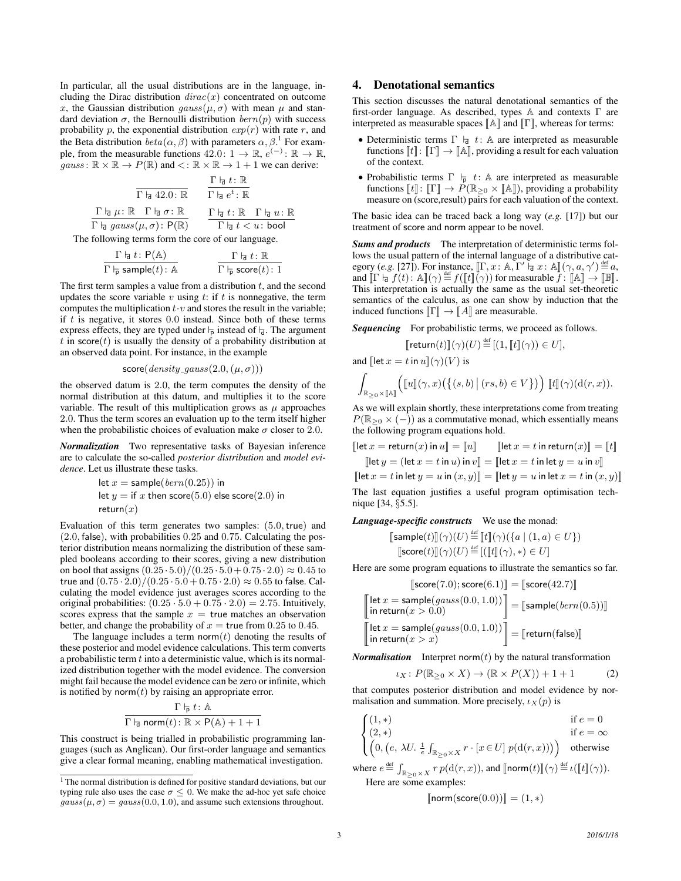In particular, all the usual distributions are in the language, including the Dirac distribution $dirac(x)$ concentrated on outcome $x$, the Gaussian distribution $gauss(\mu, \sigma)$ with mean $\mu$ and standard deviation $\sigma$, the Bernoulli distribution $bern(p)$ with success probability $p$, the exponential distribution $exp(r)$ with rate $r$, and the Beta distribution $beta(\alpha, \beta)$ with parameters $\alpha, \beta$.[1] For example, from the measurable functions $42.0\colon 1 \to \mathbb{R}$, $e^{(-)}\colon \mathbb{R} \to \mathbb{R}$, $gauss\colon \mathbb{R} \times \mathbb{R} \to P(\mathbb{R})$ and $<\colon \mathbb{R} \times \mathbb{R} \to 1 + 1$ we can derive:

$$\frac{}{\Gamma \vdash_{\mathsf{d}} 42.0\colon \mathbb{R}} \qquad \frac{\Gamma \vdash_{\mathsf{d}} t\colon \mathbb{R}}{\Gamma \vdash_{\mathsf{d}} e^t\colon \mathbb{R}}$$

$$\frac{\Gamma \vdash_{\mathsf{d}} \mu\colon \mathbb{R} \quad \Gamma \vdash_{\mathsf{d}} \sigma\colon \mathbb{R}}{\Gamma \vdash_{\mathsf{d}} gauss(\mu, \sigma)\colon \mathsf{P}(\mathbb{R})} \qquad \frac{\Gamma \vdash_{\mathsf{d}} t\colon \mathbb{R} \quad \Gamma \vdash_{\mathsf{d}} u\colon \mathbb{R}}{\Gamma \vdash_{\mathsf{d}} t < u\colon \mathsf{bool}}$$

The following terms form the core of our language.

$$\frac{\Gamma \vdash_{\mathsf{d}} t\colon \mathsf{P}(\mathbb{A})}{\Gamma \vdash_{\mathsf{p}} \mathsf{sample}(t)\colon \mathbb{A}} \qquad \frac{\Gamma \vdash_{\mathsf{d}} t\colon \mathbb{R}}{\Gamma \vdash_{\mathsf{p}} \mathsf{score}(t)\colon 1}$$

The first term samples a value from a distribution $t$, and the second updates the score variable $v$ using $t$: if $t$ is nonnegative, the term computes the multiplication $t \cdot v$ and stores the result in the variable; if $t$ is negative, it stores $0.0$ instead. Since both of these terms express effects, they are typed under $\vdash_{\mathsf{p}}$ instead of $\vdash_{\mathsf{d}}$. The argument $t$ in $\mathsf{score}(t)$ is usually the density of a probability distribution at an observed data point. For instance, in the example

$$\mathsf{score}(density\_gauss(2.0, (\mu, \sigma)))$$

the observed datum is $2.0$, the term computes the density of the normal distribution at this datum, and multiplies it to the score variable. The result of this multiplication grows as $\mu$ approaches $2.0$. Thus the term scores an evaluation up to the term itself higher when the probabilistic choices of evaluation make $\sigma$ closer to $2.0$.

***Normalization*** Two representative tasks of Bayesian inference are to calculate the so-called *posterior distribution* and *model evidence*. Let us illustrate these tasks.

$$\begin{array}{l} \mathsf{let}\ x = \mathsf{sample}(bern(0.25))\ \mathsf{in} \\ \mathsf{let}\ y = \mathsf{if}\ x\ \mathsf{then}\ \mathsf{score}(5.0)\ \mathsf{else}\ \mathsf{score}(2.0)\ \mathsf{in} \\ \mathsf{return}(x) \end{array}$$

Evaluation of this term generates two samples: $(5.0, \mathsf{true})$ and $(2.0, \mathsf{false})$, with probabilities $0.25$ and $0.75$. Calculating the posterior distribution means normalizing the distribution of these sampled booleans according to their scores, giving a new distribution on $\mathsf{bool}$ that assigns $(0.25 \cdot 5.0)/(0.25 \cdot 5.0 + 0.75 \cdot 2.0) \approx 0.45$ to $\mathsf{true}$ and $(0.75 \cdot 2.0)/(0.25 \cdot 5.0 + 0.75 \cdot 2.0) \approx 0.55$ to $\mathsf{false}$. Calculating the model evidence just averages scores according to the original probabilities: $(0.25 \cdot 5.0 + 0.75 \cdot 2.0) = 2.75$. Intuitively, scores express that the sample $x = \mathsf{true}$ matches an observation better, and change the probability of $x = \mathsf{true}$ from $0.25$ to $0.45$.

The language includes a term $\mathsf{norm}(t)$ denoting the results of these posterior and model evidence calculations. This term converts a probabilistic term $t$ into a deterministic value, which is its normalized distribution together with the model evidence. The conversion might fail because the model evidence can be zero or infinite, which is notified by $\mathsf{norm}(t)$ by raising an appropriate error.

$$\frac{\Gamma \vdash_{\mathsf{p}} t\colon \mathbb{A}}{\Gamma \vdash_{\mathsf{d}} \mathsf{norm}(t)\colon \mathbb{R} \times \mathsf{P}(\mathbb{A}) + 1 + 1}$$

This construct is being trialled in probabilistic programming languages (such as Anglican). Our first-order language and semantics give a clear formal meaning, enabling mathematical investigation.

[1] The normal distribution is defined for positive standard deviations, but our typing rule also uses the case $\sigma \le 0$. We make the ad-hoc yet safe choice $gauss(\mu, \sigma) = gauss(0.0, 1.0)$, and assume such extensions throughout.

## 4. Denotational semantics

This section discusses the natural denotational semantics of the first-order language. As described, types $\mathbb{A}$ and contexts $\Gamma$ are interpreted as measurable spaces $[\![\mathbb{A}]\!]$ and $[\![\Gamma]\!]$, whereas for terms:

- Deterministic terms $\Gamma \vdash_{\mathsf{d}} t\colon \mathbb{A}$ are interpreted as measurable functions $[\![t]\!]\colon [\![\Gamma]\!] \to [\![\mathbb{A}]\!]$, providing a result for each valuation of the context.
- Probabilistic terms $\Gamma \vdash_{\mathsf{p}} t\colon \mathbb{A}$ are interpreted as measurable functions $[\![t]\!]\colon [\![\Gamma]\!] \to P(\mathbb{R}_{\ge 0} \times [\![\mathbb{A}]\!])$, providing a probability measure on (score,result) pairs for each valuation of the context.

The basic idea can be traced back a long way (*e.g.* [17]) but our treatment of $\mathsf{score}$ and $\mathsf{norm}$ appear to be novel.

***Sums and products*** The interpretation of deterministic terms follows the usual pattern of the internal language of a distributive category (*e.g.* [27]). For instance, $[\![\Gamma, x\colon \mathbb{A}, \Gamma' \vdash_{\mathsf{d}} x\colon \mathbb{A}]\!](\gamma, a, \gamma') \stackrel{\text{def}}{=} a$, and $[\![\Gamma \vdash_{\mathsf{d}} f(t)\colon \mathbb{A}]\!](\gamma) \stackrel{\text{def}}{=} f([\![t]\!](\gamma))$ for measurable $f\colon [\![\mathbb{A}]\!] \to [\![\mathbb{B}]\!]$. This interpretation is actually the same as the usual set-theoretic semantics of the calculus, as one can show by induction that the induced functions $[\![\Gamma]\!] \to [\![A]\!]$ are measurable.

***Sequencing*** For probabilistic terms, we proceed as follows.

$$[\![\mathsf{return}(t)]\!](\gamma)(U) \stackrel{\text{def}}{=} [(1, [\![t]\!](\gamma)) \in U],$$

and $[\![\mathsf{let}\ x = t\ \mathsf{in}\ u]\!](\gamma)(V)$ is

$$\int_{\mathbb{R}_{\ge 0} \times [\![\mathbb{A}]\!]} \Big( [\![u]\!](\gamma, x)\big(\big\{(s, b) \mid (rs, b) \in V\big\}\big) \Big)\ [\![t]\!](\gamma)(\mathrm{d}(r, x)).$$

As we will explain shortly, these interpretations come from treating $P(\mathbb{R}_{\ge 0} \times (-))$ as a commutative monad, which essentially means the following program equations hold.

$$[\![\mathsf{let}\ x = \mathsf{return}(x)\ \mathsf{in}\ u]\!] = [\![u]\!] \qquad [\![\mathsf{let}\ x = t\ \mathsf{in}\ \mathsf{return}(x)]\!] = [\![t]\!]$$

$$[\![\mathsf{let}\ y = (\mathsf{let}\ x = t\ \mathsf{in}\ u)\ \mathsf{in}\ v]\!] = [\![\mathsf{let}\ x = t\ \mathsf{in}\ \mathsf{let}\ y = u\ \mathsf{in}\ v]\!]$$

$$[\![\mathsf{let}\ x = t\ \mathsf{in}\ \mathsf{let}\ y = u\ \mathsf{in}\ (x, y)]\!] = [\![\mathsf{let}\ y = u\ \mathsf{in}\ \mathsf{let}\ x = t\ \mathsf{in}\ (x, y)]\!]$$

The last equation justifies a useful program optimisation technique [34, §5.5].

***Language-specific constructs*** We use the monad:

$$[\![\mathsf{sample}(t)]\!](\gamma)(U) \stackrel{\text{def}}{=} [\![t]\!](\gamma)(\{a \mid (1, a) \in U\})$$
$$[\![\mathsf{score}(t)]\!](\gamma)(U) \stackrel{\text{def}}{=} [([\![t]\!](\gamma), *) \in U]$$

Here are some program equations to illustrate the semantics so far.

$$[\![\mathsf{score}(7.0); \mathsf{score}(6.1)]\!] = [\![\mathsf{score}(42.7)]\!]$$

$$\left[\!\!\left[\begin{array}{l} \mathsf{let}\ x = \mathsf{sample}(gauss(0.0, 1.0)) \\ \mathsf{in}\ \mathsf{return}(x > 0.0) \end{array}\right]\!\!\right] = [\![\mathsf{sample}(bern(0.5))]\!]$$

$$\left[\!\!\left[\begin{array}{l} \mathsf{let}\ x = \mathsf{sample}(gauss(0.0, 1.0)) \\ \mathsf{in}\ \mathsf{return}(x > x) \end{array}\right]\!\!\right] = [\![\mathsf{return}(\mathsf{false})]\!]$$

***Normalisation*** Interpret $\mathsf{norm}(t)$ by the natural transformation

$$\iota_X\colon P(\mathbb{R}_{\ge 0} \times X) \to (\mathbb{R} \times P(X)) + 1 + 1 \tag{2}$$

that computes posterior distribution and model evidence by normalisation and summation. More precisely, $\iota_X(p)$ is

$$\begin{cases} (1, *) & \text{if } e = 0 \\ (2, *) & \text{if } e = \infty \\ \Big(0, \big(e,\ \lambda U.\ \frac{1}{e} \int_{\mathbb{R}_{\ge 0} \times X} r \cdot [x \in U]\ p(\mathrm{d}(r, x))\big)\Big) & \text{otherwise} \end{cases}$$

where $e \stackrel{\text{def}}{=} \int_{\mathbb{R}_{\ge 0} \times X} r\, p(\mathrm{d}(r, x))$, and $[\![\mathsf{norm}(t)]\!](\gamma) \stackrel{\text{def}}{=} \iota([\![t]\!](\gamma))$.

Here are some examples:

$$[\![\mathsf{norm}(\mathsf{score}(0.0))]\!] = (1, *)$$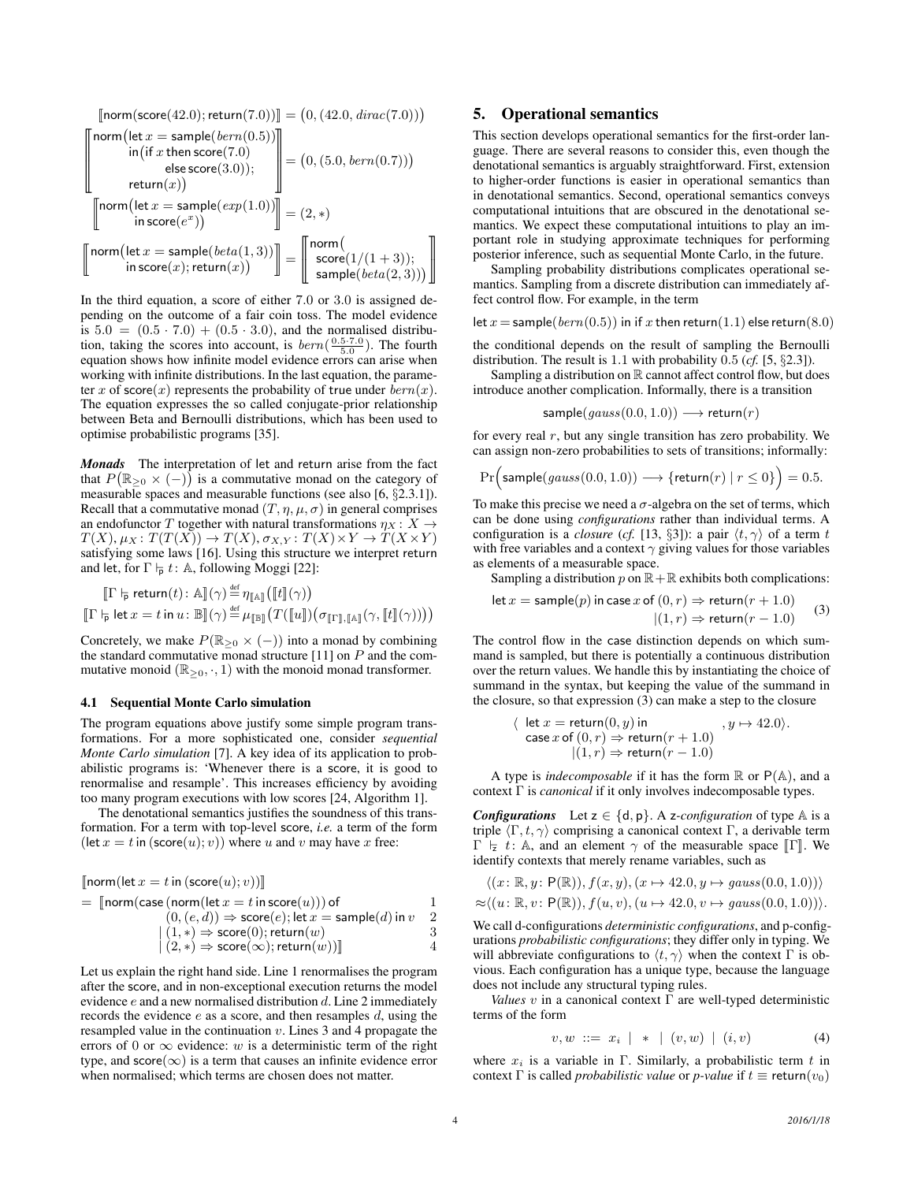$$[\![\mathsf{norm}(\mathsf{score}(42.0); \mathsf{return}(7.0))]\!] = \big(0, (42.0, \mathit{dirac}(7.0))\big)$$

$$\left[\!\!\left[\begin{array}{l}\mathsf{norm}\big(\mathsf{let}\ x = \mathsf{sample}(\mathit{bern}(0.5))\\ \quad \mathsf{in}\big(\mathsf{if}\ x\ \mathsf{then}\ \mathsf{score}(7.0)\\ \qquad \mathsf{else}\ \mathsf{score}(3.0)\big);\\ \quad \mathsf{return}(x)\big)\end{array}\right]\!\!\right] = \big(0, (5.0, \mathit{bern}(0.7))\big)$$

$$\left[\!\!\left[\begin{array}{l}\mathsf{norm}\big(\mathsf{let}\ x = \mathsf{sample}(\mathit{exp}(1.0))\\ \quad \mathsf{in}\ \mathsf{score}(e^x)\big)\end{array}\right]\!\!\right] = (2, *)$$

$$\left[\!\!\left[\begin{array}{l}\mathsf{norm}\big(\mathsf{let}\ x = \mathsf{sample}(\mathit{beta}(1,3))\\ \quad \mathsf{in}\ \mathsf{score}(x); \mathsf{return}(x)\big)\end{array}\right]\!\!\right] = \left[\!\!\left[\begin{array}{l}\mathsf{norm}\big(\\ \quad \mathsf{score}(1/(1+3));\\ \quad \mathsf{sample}(\mathit{beta}(2,3))\big)\end{array}\right]\!\!\right]$$

In the third equation, a score of either 7.0 or 3.0 is assigned depending on the outcome of a fair coin toss. The model evidence is $5.0 = (0.5 \cdot 7.0) + (0.5 \cdot 3.0)$, and the normalised distribution, taking the scores into account, is $\mathit{bern}(\frac{0.5 \cdot 7.0}{5.0})$. The fourth equation shows how infinite model evidence errors can arise when working with infinite distributions. In the last equation, the parameter $x$ of $\mathsf{score}(x)$ represents the probability of $\mathsf{true}$ under $\mathit{bern}(x)$. The equation expresses the so called conjugate-prior relationship between Beta and Bernoulli distributions, which has been used to optimise probabilistic programs [35].

***Monads*** The interpretation of let and return arise from the fact that $P\big(\mathbb{R}_{\geq 0} \times (-)\big)$ is a commutative monad on the category of measurable spaces and measurable functions (see also [6, §2.3.1]). Recall that a commutative monad $(T, \eta, \mu, \sigma)$ in general comprises an endofunctor $T$ together with natural transformations $\eta_X : X \to T(X)$, $\mu_X : T(T(X)) \to T(X)$, $\sigma_{X,Y} : T(X) \times Y \to T(X \times Y)$ satisfying some laws [16]. Using this structure we interpret return and let, for $\Gamma \models_{\mathsf{p}} t \colon \mathbb{A}$, following Moggi [22]:

$$[\![\Gamma \models_{\mathsf{p}} \mathsf{return}(t) \colon \mathbb{A}]\!](\gamma) \stackrel{\text{def}}{=} \eta_{[\![\mathbb{A}]\!]}\big([\![t]\!](\gamma)\big)$$

$$[\![\Gamma \models_{\mathsf{p}} \mathsf{let}\ x = t\ \mathsf{in}\ u \colon \mathbb{B}]\!](\gamma) \stackrel{\text{def}}{=} \mu_{[\![\mathbb{B}]\!]}\Big(T([\![u]\!])\big(\sigma_{[\![\Gamma]\!],[\![\mathbb{A}]\!]}(\gamma, [\![t]\!](\gamma))\big)\Big)$$

Concretely, we make $P(\mathbb{R}_{\geq 0} \times (-))$ into a monad by combining the standard commutative monad structure [11] on $P$ and the commutative monoid $(\mathbb{R}_{\geq 0}, \cdot, 1)$ with the monoid monad transformer.

### 4.1 Sequential Monte Carlo simulation

The program equations above justify some simple program transformations. For a more sophisticated one, consider *sequential Monte Carlo simulation* [7]. A key idea of its application to probabilistic programs is: 'Whenever there is a score, it is good to renormalise and resample'. This increases efficiency by avoiding too many program executions with low scores [24, Algorithm 1].

The denotational semantics justifies the soundness of this transformation. For a term with top-level score, *i.e.* a term of the form $(\mathsf{let}\ x = t\ \mathsf{in}\ (\mathsf{score}(u); v))$ where $u$ and $v$ may have $x$ free:

$$\begin{array}{lll}
& [\![\mathsf{norm}(\mathsf{let}\ x = t\ \mathsf{in}\ (\mathsf{score}(u); v))]\!] & \\
= & [\![\mathsf{norm}(\mathsf{case}\ (\mathsf{norm}(\mathsf{let}\ x = t\ \mathsf{in}\ \mathsf{score}(u)))\ \mathsf{of} & 1 \\
& \quad (0, (e, d)) \Rightarrow \mathsf{score}(e); \mathsf{let}\ x = \mathsf{sample}(d)\ \mathsf{in}\ v & 2 \\
& \quad \mid (1, *) \Rightarrow \mathsf{score}(0); \mathsf{return}(w) & 3 \\
& \quad \mid (2, *) \Rightarrow \mathsf{score}(\infty); \mathsf{return}(w))]\!] & 4
\end{array}$$

Let us explain the right hand side. Line 1 renormalises the program after the score, and in non-exceptional execution returns the model evidence $e$ and a new normalised distribution $d$. Line 2 immediately records the evidence $e$ as a score, and then resamples $d$, using the resampled value in the continuation $v$. Lines 3 and 4 propagate the errors of 0 or $\infty$ evidence: $w$ is a deterministic term of the right type, and $\mathsf{score}(\infty)$ is a term that causes an infinite evidence error when normalised; which terms are chosen does not matter.

## 5. Operational semantics

This section develops operational semantics for the first-order language. There are several reasons to consider this, even though the denotational semantics is arguably straightforward. First, extension to higher-order functions is easier in operational semantics than in denotational semantics. Second, operational semantics conveys computational intuitions that are obscured in the denotational semantics. We expect these computational intuitions to play an important role in studying approximate techniques for performing posterior inference, such as sequential Monte Carlo, in the future.

Sampling probability distributions complicates operational semantics. Sampling from a discrete distribution can immediately affect control flow. For example, in the term

$$\mathsf{let}\ x = \mathsf{sample}(\mathit{bern}(0.5))\ \mathsf{in}\ \mathsf{if}\ x\ \mathsf{then}\ \mathsf{return}(1.1)\ \mathsf{else}\ \mathsf{return}(8.0)$$

the conditional depends on the result of sampling the Bernoulli distribution. The result is 1.1 with probability 0.5 (*cf.* [5, §2.3]).

Sampling a distribution on $\mathbb{R}$ cannot affect control flow, but does introduce another complication. Informally, there is a transition

$$\mathsf{sample}(\mathit{gauss}(0.0, 1.0)) \longrightarrow \mathsf{return}(r)$$

for every real $r$, but any single transition has zero probability. We can assign non-zero probabilities to sets of transitions; informally:

$$\Pr\Big(\mathsf{sample}(\mathit{gauss}(0.0, 1.0)) \longrightarrow \{\mathsf{return}(r) \mid r \leq 0\}\Big) = 0.5.$$

To make this precise we need a $\sigma$-algebra on the set of terms, which can be done using *configurations* rather than individual terms. A configuration is a *closure* (*cf.* [13, §3]): a pair $\langle t, \gamma \rangle$ of a term $t$ with free variables and a context $\gamma$ giving values for those variables as elements of a measurable space.

Sampling a distribution $p$ on $\mathbb{R} + \mathbb{R}$ exhibits both complications:

$$\begin{array}{l}\mathsf{let}\ x = \mathsf{sample}(p)\ \mathsf{in}\ \mathsf{case}\ x\ \mathsf{of}\ (0, r) \Rightarrow \mathsf{return}(r + 1.0) \\ \qquad\qquad\qquad\qquad\qquad\qquad \mid (1, r) \Rightarrow \mathsf{return}(r - 1.0)\end{array} \quad (3)$$

The control flow in the case distinction depends on which summand is sampled, but there is potentially a continuous distribution over the return values. We handle this by instantiating the choice of summand in the syntax, but keeping the value of the summand in the closure, so that expression (3) can make a step to the closure

$$\left\langle \begin{array}{l}\mathsf{let}\ x = \mathsf{return}(0, y)\ \mathsf{in} \\ \mathsf{case}\ x\ \mathsf{of}\ (0, r) \Rightarrow \mathsf{return}(r + 1.0) \\ \qquad\quad \mid (1, r) \Rightarrow \mathsf{return}(r - 1.0)\end{array}, y \mapsto 42.0 \right\rangle.$$

A type is *indecomposable* if it has the form $\mathbb{R}$ or $\mathsf{P}(\mathbb{A})$, and a context $\Gamma$ is *canonical* if it only involves indecomposable types.

***Configurations*** Let $\mathsf{z} \in \{\mathsf{d}, \mathsf{p}\}$. A $\mathsf{z}$*-configuration* of type $\mathbb{A}$ is a triple $\langle \Gamma, t, \gamma \rangle$ comprising a canonical context $\Gamma$, a derivable term $\Gamma \models_{\mathsf{z}} t \colon \mathbb{A}$, and an element $\gamma$ of the measurable space $[\![\Gamma]\!]$. We identify contexts that merely rename variables, such as

$$\langle (x \colon \mathbb{R}, y \colon \mathsf{P}(\mathbb{R})), f(x, y), (x \mapsto 42.0, y \mapsto \mathit{gauss}(0.0, 1.0)) \rangle$$
$$\approx \langle (u \colon \mathbb{R}, v \colon \mathsf{P}(\mathbb{R})), f(u, v), (u \mapsto 42.0, v \mapsto \mathit{gauss}(0.0, 1.0)) \rangle.$$

We call d-configurations *deterministic configurations*, and p-configurations *probabilistic configurations*; they differ only in typing. We will abbreviate configurations to $\langle t, \gamma \rangle$ when the context $\Gamma$ is obvious. Each configuration has a unique type, because the language does not include any structural typing rules.

*Values* $v$ in a canonical context $\Gamma$ are well-typed deterministic terms of the form

$$v, w \ ::= \ x_i \ \mid \ * \ \mid \ (v, w) \ \mid \ (i, v) \quad (4)$$

where $x_i$ is a variable in $\Gamma$. Similarly, a probabilistic term $t$ in context $\Gamma$ is called *probabilistic value* or *p-value* if $t \equiv \mathsf{return}(v_0)$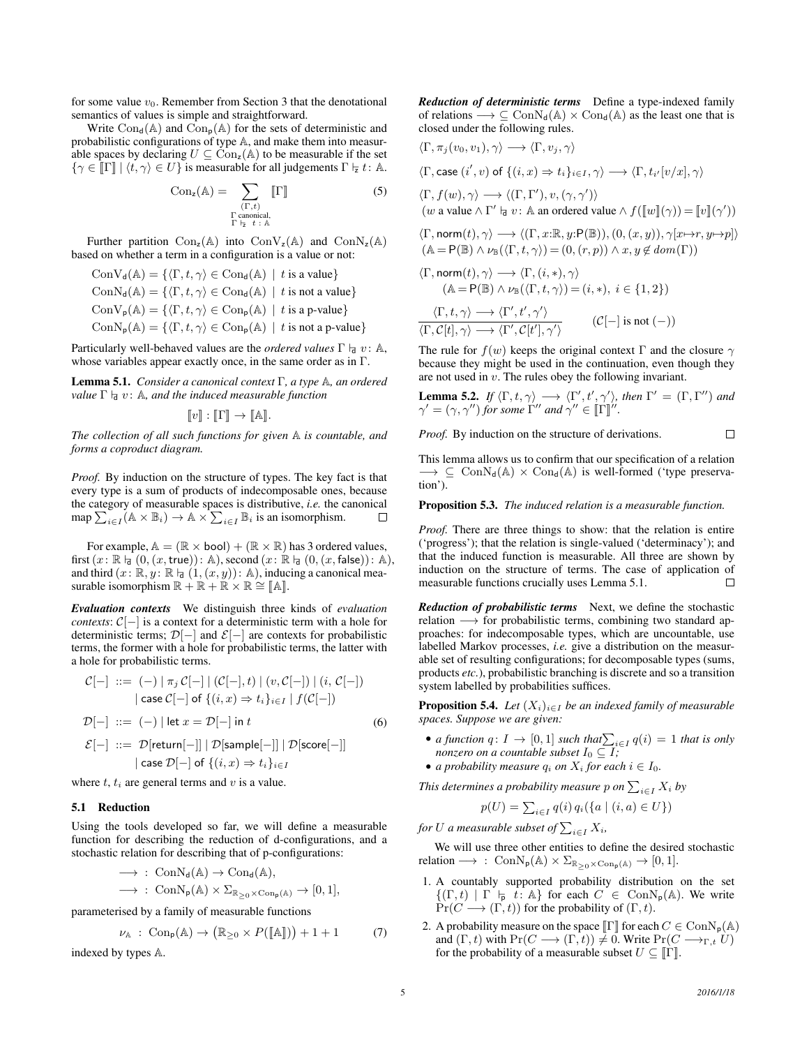for some value $v_0$. Remember from Section 3 that the denotational semantics of values is simple and straightforward.

Write $\mathrm{Con}_\mathsf{d}(\mathbb{A})$ and $\mathrm{Con}_\mathsf{p}(\mathbb{A})$ for the sets of deterministic and probabilistic configurations of type $\mathbb{A}$, and make them into measurable spaces by declaring $U \subseteq \mathrm{Con}_\mathsf{z}(\mathbb{A})$ to be measurable if the set $\{\gamma \in [\![\Gamma]\!] \mid \langle t, \gamma\rangle \in U\}$ is measurable for all judgements $\Gamma \vDash_\mathsf{z} t \colon \mathbb{A}$.

$$\mathrm{Con}_\mathsf{z}(\mathbb{A}) = \sum_{\substack{(\Gamma,t)\\ \Gamma \text{ canonical,}\\ \Gamma \vDash_\mathsf{z}\ t\ :\ \mathbb{A}}} [\![\Gamma]\!] \tag{5}$$

Further partition $\mathrm{Con}_\mathsf{z}(\mathbb{A})$ into $\mathrm{ConV}_\mathsf{z}(\mathbb{A})$ and $\mathrm{ConN}_\mathsf{z}(\mathbb{A})$ based on whether a term in a configuration is a value or not:

$$\begin{aligned}
\mathrm{ConV}_\mathsf{d}(\mathbb{A}) &= \{\langle \Gamma, t, \gamma\rangle \in \mathrm{Con}_\mathsf{d}(\mathbb{A}) \mid t \text{ is a value}\}\\
\mathrm{ConN}_\mathsf{d}(\mathbb{A}) &= \{\langle \Gamma, t, \gamma\rangle \in \mathrm{Con}_\mathsf{d}(\mathbb{A}) \mid t \text{ is not a value}\}\\
\mathrm{ConV}_\mathsf{p}(\mathbb{A}) &= \{\langle \Gamma, t, \gamma\rangle \in \mathrm{Con}_\mathsf{p}(\mathbb{A}) \mid t \text{ is a p-value}\}\\
\mathrm{ConN}_\mathsf{p}(\mathbb{A}) &= \{\langle \Gamma, t, \gamma\rangle \in \mathrm{Con}_\mathsf{p}(\mathbb{A}) \mid t \text{ is not a p-value}\}
\end{aligned}$$

Particularly well-behaved values are the *ordered values* $\Gamma \vDash_\mathsf{d} v \colon \mathbb{A}$, whose variables appear exactly once, in the same order as in $\Gamma$.

**Lemma 5.1.** *Consider a canonical context $\Gamma$, a type $\mathbb{A}$, an ordered value $\Gamma \vDash_\mathsf{d} v \colon \mathbb{A}$, and the induced measurable function*

$$[\![v]\!] : [\![\Gamma]\!] \to [\![\mathbb{A}]\!].$$

*The collection of all such functions for given $\mathbb{A}$ is countable, and forms a coproduct diagram.*

*Proof.* By induction on the structure of types. The key fact is that every type is a sum of products of indecomposable ones, because the category of measurable spaces is distributive, *i.e.* the canonical map $\sum_{i\in I}(\mathbb{A}\times\mathbb{B}_i) \to \mathbb{A}\times\sum_{i\in I}\mathbb{B}_i$ is an isomorphism. □

For example, $\mathbb{A} = (\mathbb{R}\times\mathsf{bool}) + (\mathbb{R}\times\mathbb{R})$ has 3 ordered values, first $(x\colon \mathbb{R} \vDash_\mathsf{d} (0,(x,\mathsf{true}))\colon \mathbb{A})$, second $(x\colon \mathbb{R} \vDash_\mathsf{d} (0,(x,\mathsf{false}))\colon \mathbb{A})$, and third $(x\colon \mathbb{R}, y\colon \mathbb{R} \vDash_\mathsf{d} (1,(x,y))\colon \mathbb{A})$, inducing a canonical measurable isomorphism $\mathbb{R}+\mathbb{R}+\mathbb{R}\times\mathbb{R} \cong [\![\mathbb{A}]\!]$.

***Evaluation contexts*** We distinguish three kinds of *evaluation contexts*: $\mathcal{C}[-]$ is a context for a deterministic term with a hole for deterministic terms; $\mathcal{D}[-]$ and $\mathcal{E}[-]$ are contexts for probabilistic terms, the former with a hole for probabilistic terms, the latter with a hole for deterministic terms.

$$\begin{aligned}
\mathcal{C}[-] \ &::= \ (-) \mid \pi_j\,\mathcal{C}[-] \mid (\mathcal{C}[-], t) \mid (v, \mathcal{C}[-]) \mid (i, \mathcal{C}[-])\\
&\quad\ \mid \mathsf{case}\ \mathcal{C}[-]\ \mathsf{of}\ \{(i,x) \Rightarrow t_i\}_{i\in I} \mid f(\mathcal{C}[-])\\
\mathcal{D}[-] \ &::= \ (-) \mid \mathsf{let}\ x = \mathcal{D}[-]\ \mathsf{in}\ t\\
\mathcal{E}[-] \ &::= \ \mathcal{D}[\mathsf{return}[-]] \mid \mathcal{D}[\mathsf{sample}[-]] \mid \mathcal{D}[\mathsf{score}[-]]\\
&\quad\ \mid \mathsf{case}\ \mathcal{D}[-]\ \mathsf{of}\ \{(i,x) \Rightarrow t_i\}_{i\in I}
\end{aligned} \tag{6}$$

where $t$, $t_i$ are general terms and $v$ is a value.

### 5.1 Reduction

Using the tools developed so far, we will define a measurable function for describing the reduction of d-configurations, and a stochastic relation for describing that of p-configurations:

$$\begin{aligned}
\longrightarrow \ &: \ \mathrm{ConN}_\mathsf{d}(\mathbb{A}) \to \mathrm{Con}_\mathsf{d}(\mathbb{A}),\\
\longrightarrow \ &: \ \mathrm{ConN}_\mathsf{p}(\mathbb{A}) \times \Sigma_{\mathbb{R}_{\geq 0}\times \mathrm{Con}_\mathsf{p}(\mathbb{A})} \to [0,1],
\end{aligned}$$

parameterised by a family of measurable functions

$$\nu_\mathbb{A} \ : \ \mathrm{Con}_\mathsf{p}(\mathbb{A}) \to \big(\mathbb{R}_{\geq 0}\times P([\![\mathbb{A}]\!])\big) + 1 + 1 \tag{7}$$

indexed by types $\mathbb{A}$.

***Reduction of deterministic terms*** Define a type-indexed family of relations $\longrightarrow\ \subseteq \mathrm{ConN}_\mathsf{d}(\mathbb{A}) \times \mathrm{Con}_\mathsf{d}(\mathbb{A})$ as the least one that is closed under the following rules.

$$\langle \Gamma, \pi_j(v_0, v_1), \gamma\rangle \longrightarrow \langle \Gamma, v_j, \gamma\rangle$$

$$\langle \Gamma, \mathsf{case}\ (i', v)\ \mathsf{of}\ \{(i,x)\Rightarrow t_i\}_{i\in I}, \gamma\rangle \longrightarrow \langle \Gamma, t_{i'}[v/x], \gamma\rangle$$

$$\langle \Gamma, f(w), \gamma\rangle \longrightarrow \langle (\Gamma,\Gamma'), v, (\gamma,\gamma')\rangle$$
$(w$ a value $\wedge\ \Gamma' \vDash_\mathsf{d} v\colon \mathbb{A}$ an ordered value $\wedge\ f([\![w]\!](\gamma)) = [\![v]\!](\gamma'))$

$$\langle \Gamma, \mathsf{norm}(t), \gamma\rangle \longrightarrow \langle (\Gamma, x{:}\mathbb{R}, y{:}\mathsf{P}(\mathbb{B})), (0,(x,y)), \gamma[x\mapsto r, y\mapsto p]\rangle$$
$(\mathbb{A} = \mathsf{P}(\mathbb{B}) \wedge \nu_\mathbb{B}(\langle \Gamma, t, \gamma\rangle) = (0,(r,p)) \wedge x, y \notin dom(\Gamma))$

$$\langle \Gamma, \mathsf{norm}(t), \gamma\rangle \longrightarrow \langle \Gamma, (i, *), \gamma\rangle$$
$(\mathbb{A} = \mathsf{P}(\mathbb{B}) \wedge \nu_\mathbb{B}(\langle \Gamma, t, \gamma\rangle) = (i, *),\ i \in \{1,2\})$

$$\frac{\langle \Gamma, t, \gamma\rangle \longrightarrow \langle \Gamma', t', \gamma'\rangle}{\langle \Gamma, \mathcal{C}[t], \gamma\rangle \longrightarrow \langle \Gamma', \mathcal{C}[t'], \gamma'\rangle} \qquad (\mathcal{C}[-] \text{ is not } (-))$$

The rule for $f(w)$ keeps the original context $\Gamma$ and the closure $\gamma$ because they might be used in the continuation, even though they are not used in $v$. The rules obey the following invariant.

**Lemma 5.2.** *If $\langle \Gamma, t, \gamma\rangle \longrightarrow \langle \Gamma', t', \gamma'\rangle$, then $\Gamma' = (\Gamma, \Gamma'')$ and $\gamma' = (\gamma, \gamma'')$ for some $\Gamma''$ and $\gamma'' \in [\![\Gamma]\!]''$.*

*Proof.* By induction on the structure of derivations. □

This lemma allows us to confirm that our specification of a relation $\longrightarrow\ \subseteq \mathrm{ConN}_\mathsf{d}(\mathbb{A}) \times \mathrm{Con}_\mathsf{d}(\mathbb{A})$ is well-formed ('type preservation').

**Proposition 5.3.** *The induced relation is a measurable function.*

*Proof.* There are three things to show: that the relation is entire ('progress'); that the relation is single-valued ('determinacy'); and that the induced function is measurable. All three are shown by induction on the structure of terms. The case of application of measurable functions crucially uses Lemma 5.1. □

***Reduction of probabilistic terms*** Next, we define the stochastic relation $\longrightarrow$ for probabilistic terms, combining two standard approaches: for indecomposable types, which are uncountable, use labelled Markov processes, *i.e.* give a distribution on the measurable set of resulting configurations; for decomposable types (sums, products *etc.*), probabilistic branching is discrete and so a transition system labelled by probabilities suffices.

**Proposition 5.4.** *Let $(X_i)_{i\in I}$ be an indexed family of measurable spaces. Suppose we are given:*

- *a function $q\colon I \to [0,1]$ such that $\sum_{i\in I} q(i) = 1$ that is only nonzero on a countable subset $I_0 \subseteq I$;*
- *a probability measure $q_i$ on $X_i$ for each $i \in I_0$.*

*This determines a probability measure $p$ on $\sum_{i\in I} X_i$ by*

$$p(U) = \textstyle\sum_{i\in I} q(i)\, q_i(\{a \mid (i,a) \in U\})$$

*for $U$ a measurable subset of $\sum_{i\in I} X_i$,*

We will use three other entities to define the desired stochastic relation $\longrightarrow\ :\ \mathrm{ConN}_\mathsf{p}(\mathbb{A}) \times \Sigma_{\mathbb{R}_{\geq 0}\times\mathrm{Con}_\mathsf{p}(\mathbb{A})} \to [0,1]$.

1. A countably supported probability distribution on the set $\{(\Gamma, t) \mid \Gamma \vDash_\mathsf{p} t\colon \mathbb{A}\}$ for each $C \in \mathrm{ConN}_\mathsf{p}(\mathbb{A})$. We write $\Pr(C \longrightarrow (\Gamma, t))$ for the probability of $(\Gamma, t)$.
2. A probability measure on the space $[\![\Gamma]\!]$ for each $C \in \mathrm{ConN}_\mathsf{p}(\mathbb{A})$ and $(\Gamma, t)$ with $\Pr(C \longrightarrow (\Gamma, t)) \neq 0$. Write $\Pr(C \longrightarrow_{\Gamma,t} U)$ for the probability of a measurable subset $U \subseteq [\![\Gamma]\!]$.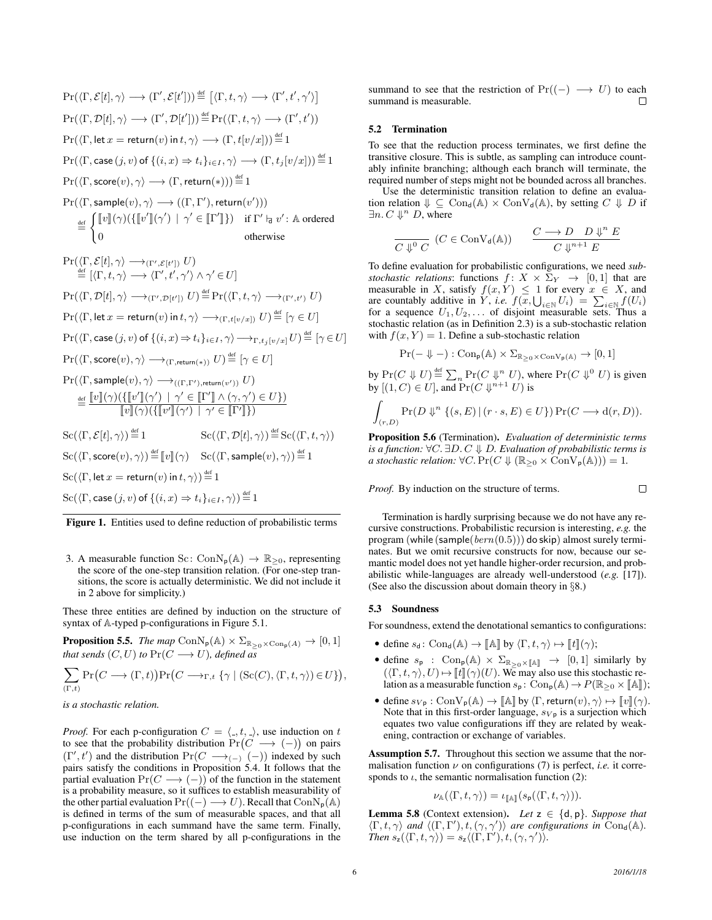$$\Pr(\langle \Gamma, \mathcal{E}[t], \gamma\rangle \longrightarrow (\Gamma', \mathcal{E}[t'])) \stackrel{\text{def}}{=} \big[\langle \Gamma, t, \gamma\rangle \longrightarrow \langle \Gamma', t', \gamma'\rangle\big]$$

$$\Pr(\langle \Gamma, \mathcal{D}[t], \gamma\rangle \longrightarrow (\Gamma', \mathcal{D}[t'])) \stackrel{\text{def}}{=} \Pr(\langle \Gamma, t, \gamma\rangle \longrightarrow (\Gamma', t'))$$

$$\Pr(\langle \Gamma, \mathsf{let}\, x = \mathsf{return}(v)\, \mathsf{in}\, t, \gamma\rangle \longrightarrow (\Gamma, t[v/x])) \stackrel{\text{def}}{=} 1$$

$$\Pr(\langle \Gamma, \mathsf{case}\,(j,v)\,\mathsf{of}\,\{(i,x) \Rightarrow t_i\}_{i\in I}, \gamma\rangle \longrightarrow (\Gamma, t_j[v/x])) \stackrel{\text{def}}{=} 1$$

$$\Pr(\langle \Gamma, \mathsf{score}(v), \gamma\rangle \longrightarrow (\Gamma, \mathsf{return}(*))) \stackrel{\text{def}}{=} 1$$

$$\Pr(\langle \Gamma, \mathsf{sample}(v), \gamma\rangle \longrightarrow ((\Gamma, \Gamma'), \mathsf{return}(v')))$$
$$\stackrel{\text{def}}{=} \begin{cases} [\![v]\!](\gamma)(\{[\![v']\!](\gamma') \mid \gamma' \in [\![\Gamma']\!]\}) & \text{if } \Gamma' \vdash_{\mathsf{d}} v' \colon \mathbb{A} \text{ ordered} \\ 0 & \text{otherwise} \end{cases}$$

$$\Pr(\langle \Gamma, \mathcal{E}[t], \gamma\rangle \longrightarrow_{(\Gamma', \mathcal{E}[t'])} U) \stackrel{\text{def}}{=} [\langle \Gamma, t, \gamma\rangle \longrightarrow \langle \Gamma', t', \gamma'\rangle \wedge \gamma' \in U]$$

$$\Pr(\langle \Gamma, \mathcal{D}[t], \gamma\rangle \longrightarrow_{(\Gamma', \mathcal{D}[t'])} U) \stackrel{\text{def}}{=} \Pr(\langle \Gamma, t, \gamma\rangle \longrightarrow_{(\Gamma', t')} U)$$

$$\Pr(\langle \Gamma, \mathsf{let}\, x = \mathsf{return}(v)\, \mathsf{in}\, t, \gamma\rangle \longrightarrow_{(\Gamma, t[v/x])} U) \stackrel{\text{def}}{=} [\gamma \in U]$$

$$\Pr(\langle \Gamma, \mathsf{case}\,(j,v)\,\mathsf{of}\,\{(i,x) \Rightarrow t_i\}_{i\in I}, \gamma\rangle \longrightarrow_{\Gamma, t_j[v/x]} U) \stackrel{\text{def}}{=} [\gamma \in U]$$

$$\Pr(\langle \Gamma, \mathsf{score}(v), \gamma\rangle \longrightarrow_{(\Gamma, \mathsf{return}(*))} U) \stackrel{\text{def}}{=} [\gamma \in U]$$

$$\Pr(\langle \Gamma, \mathsf{sample}(v), \gamma\rangle \longrightarrow_{((\Gamma, \Gamma'), \mathsf{return}(v'))} U)$$
$$\stackrel{\text{def}}{=} \frac{[\![v]\!](\gamma)(\{[\![v']\!](\gamma') \mid \gamma' \in [\![\Gamma']\!] \wedge (\gamma, \gamma') \in U\})}{[\![v]\!](\gamma)(\{[\![v']\!](\gamma') \mid \gamma' \in [\![\Gamma']\!]\})}$$

$$\mathrm{Sc}(\langle \Gamma, \mathcal{E}[t], \gamma\rangle) \stackrel{\text{def}}{=} 1 \qquad \mathrm{Sc}(\langle \Gamma, \mathcal{D}[t], \gamma\rangle) \stackrel{\text{def}}{=} \mathrm{Sc}(\langle \Gamma, t, \gamma\rangle)$$

$$\mathrm{Sc}(\langle \Gamma, \mathsf{score}(v), \gamma\rangle) \stackrel{\text{def}}{=} [\![v]\!](\gamma) \qquad \mathrm{Sc}(\langle \Gamma, \mathsf{sample}(v), \gamma\rangle) \stackrel{\text{def}}{=} 1$$

$$\mathrm{Sc}(\langle \Gamma, \mathsf{let}\, x = \mathsf{return}(v)\, \mathsf{in}\, t, \gamma\rangle) \stackrel{\text{def}}{=} 1$$

$$\mathrm{Sc}(\langle \Gamma, \mathsf{case}\,(j,v)\,\mathsf{of}\,\{(i,x) \Rightarrow t_i\}_{i\in I}, \gamma\rangle) \stackrel{\text{def}}{=} 1$$

**Figure 1.** Entities used to define reduction of probabilistic terms

3. A measurable function $\mathrm{Sc}\colon \mathrm{ConN}_{\mathsf{p}}(\mathbb{A}) \to \mathbb{R}_{\geq 0}$, representing the score of the one-step transition relation. (For one-step transitions, the score is actually deterministic. We did not include it in 2 above for simplicity.)

These three entities are defined by induction on the structure of syntax of $\mathbb{A}$-typed p-configurations in Figure 5.1.

**Proposition 5.5.** *The map $\mathrm{ConN}_{\mathsf{p}}(\mathbb{A}) \times \Sigma_{\mathbb{R}_{\geq 0} \times \mathrm{Con}_{\mathsf{p}}(A)} \to [0,1]$ that sends $(C, U)$ to $\Pr(C \longrightarrow U)$, defined as*

$$\sum_{(\Gamma,t)} \Pr\big(C \longrightarrow (\Gamma, t)\big) \Pr\big(C \longrightarrow_{\Gamma,t} \{\gamma \mid (\mathrm{Sc}(C), \langle \Gamma, t, \gamma\rangle) \in U\}\big),$$

*is a stochastic relation.*

*Proof.* For each p-configuration $C = \langle \_, t, \_ \rangle$, use induction on $t$ to see that the probability distribution $\Pr\big(C \longrightarrow (-)\big)$ on pairs $(\Gamma', t')$ and the distribution $\Pr(C \longrightarrow_{(-)} (-))$ indexed by such pairs satisfy the conditions in Proposition 5.4. It follows that the partial evaluation $\Pr(C \longrightarrow (-))$ of the function in the statement is a probability measure, so it suffices to establish measurability of the other partial evaluation $\Pr((-) \longrightarrow U)$. Recall that $\mathrm{ConN}_{\mathsf{p}}(\mathbb{A})$ is defined in terms of the sum of measurable spaces, and that all p-configurations in each summand have the same term. Finally, use induction on the term shared by all p-configurations in the summand to see that the restriction of $\Pr((-) \longrightarrow U)$ to each summand is measurable. ☐

### 5.2 Termination

To see that the reduction process terminates, we first define the transitive closure. This is subtle, as sampling can introduce countably infinite branching; although each branch will terminate, the required number of steps might not be bounded across all branches.

Use the deterministic transition relation to define an evaluation relation $\Downarrow \subseteq \mathrm{Con}_{\mathsf{d}}(\mathbb{A}) \times \mathrm{ConV}_{\mathsf{d}}(\mathbb{A})$, by setting $C \Downarrow D$ if $\exists n.\, C \Downarrow^n D$, where

$$\frac{}{C \Downarrow^0 C}\ (C \in \mathrm{ConV}_{\mathsf{d}}(\mathbb{A})) \qquad \frac{C \longrightarrow D \quad D \Downarrow^n E}{C \Downarrow^{n+1} E}$$

To define evaluation for probabilistic configurations, we need *sub-stochastic relations*: functions $f\colon X \times \Sigma_Y \to [0,1]$ that are measurable in $X$, satisfy $f(x, Y) \leq 1$ for every $x \in X$, and are countably additive in $Y$, *i.e.* $f(x, \bigcup_{i\in\mathbb{N}} U_i) = \sum_{i\in\mathbb{N}} f(U_i)$ for a sequence $U_1, U_2, \ldots$ of disjoint measurable sets. Thus a stochastic relation (as in Definition 2.3) is a sub-stochastic relation with $f(x, Y) = 1$. Define a sub-stochastic relation

$$\Pr(- \Downarrow -) : \mathrm{Con}_{\mathsf{p}}(\mathbb{A}) \times \Sigma_{\mathbb{R}_{\geq 0} \times \mathrm{ConV}_{\mathsf{p}}(\mathbb{A})} \to [0,1]$$

by $\Pr(C \Downarrow U) \stackrel{\text{def}}{=} \sum_n \Pr(C \Downarrow^n U)$, where $\Pr(C \Downarrow^0 U)$ is given by $[(1, C) \in U]$, and $\Pr(C \Downarrow^{n+1} U)$ is

$$\int_{(r,D)} \Pr(D \Downarrow^n \{(s,E) \mid (r \cdot s, E) \in U\}) \Pr(C \longrightarrow \mathrm{d}(r, D)).$$

**Proposition 5.6** (Termination)**.** *Evaluation of deterministic terms is a function: $\forall C.\, \exists D.\, C \Downarrow D$. Evaluation of probabilistic terms is a stochastic relation: $\forall C.\, \Pr(C \Downarrow (\mathbb{R}_{\geq 0} \times \mathrm{ConV}_{\mathsf{p}}(\mathbb{A}))) = 1$.*

*Proof.* By induction on the structure of terms. ☐

Termination is hardly surprising because we do not have any recursive constructions. Probabilistic recursion is interesting, *e.g.* the program ($\mathsf{while}\,(\mathsf{sample}(\mathit{bern}(0.5)))\,\mathsf{do\,skip}$) almost surely terminates. But we omit recursive constructs for now, because our semantic model does not yet handle higher-order recursion, and probabilistic while-languages are already well-understood (*e.g.* [17]). (See also the discussion about domain theory in §8.)

### 5.3 Soundness

For soundness, extend the denotational semantics to configurations:

- define $s_{\mathsf{d}} \colon \mathrm{Con}_{\mathsf{d}}(\mathbb{A}) \to [\![\mathbb{A}]\!]$ by $\langle \Gamma, t, \gamma\rangle \mapsto [\![t]\!](\gamma)$;
- define $s_{\mathsf{p}} : \mathrm{Con}_{\mathsf{p}}(\mathbb{A}) \times \Sigma_{\mathbb{R}_{\geq 0} \times [\![\mathbb{A}]\!]} \to [0,1]$ similarly by $(\langle \Gamma, t, \gamma\rangle, U) \mapsto [\![t]\!](\gamma)(U)$. We may also use this stochastic relation as a measurable function $s_{\mathsf{p}} \colon \mathrm{Con}_{\mathsf{p}}(\mathbb{A}) \to P(\mathbb{R}_{\geq 0} \times [\![\mathbb{A}]\!])$;
- define $s_{V\mathsf{p}} : \mathrm{ConV}_{\mathsf{p}}(\mathbb{A}) \to [\![\mathbb{A}]\!]$ by $\langle \Gamma, \mathsf{return}(v), \gamma\rangle \mapsto [\![v]\!](\gamma)$. Note that in this first-order language, $s_{V\mathsf{p}}$ is a surjection which equates two value configurations iff they are related by weakening, contraction or exchange of variables.

**Assumption 5.7.** Throughout this section we assume that the normalisation function $\nu$ on configurations (7) is perfect, *i.e.* it corresponds to $\iota$, the semantic normalisation function (2):

$$\nu_{\mathbb{A}}(\langle \Gamma, t, \gamma\rangle) = \iota_{[\![\mathbb{A}]\!]}(s_{\mathsf{p}}(\langle \Gamma, t, \gamma\rangle)).$$

**Lemma 5.8** (Context extension)**.** *Let $\mathsf{z} \in \{\mathsf{d}, \mathsf{p}\}$. Suppose that $\langle \Gamma, t, \gamma\rangle$ and $\langle (\Gamma, \Gamma'), t, (\gamma, \gamma')\rangle$ are configurations in $\mathrm{Con}_{\mathsf{d}}(\mathbb{A})$. Then $s_{\mathsf{z}}(\langle \Gamma, t, \gamma\rangle) = s_{\mathsf{z}}\langle (\Gamma, \Gamma'), t, (\gamma, \gamma')\rangle$.*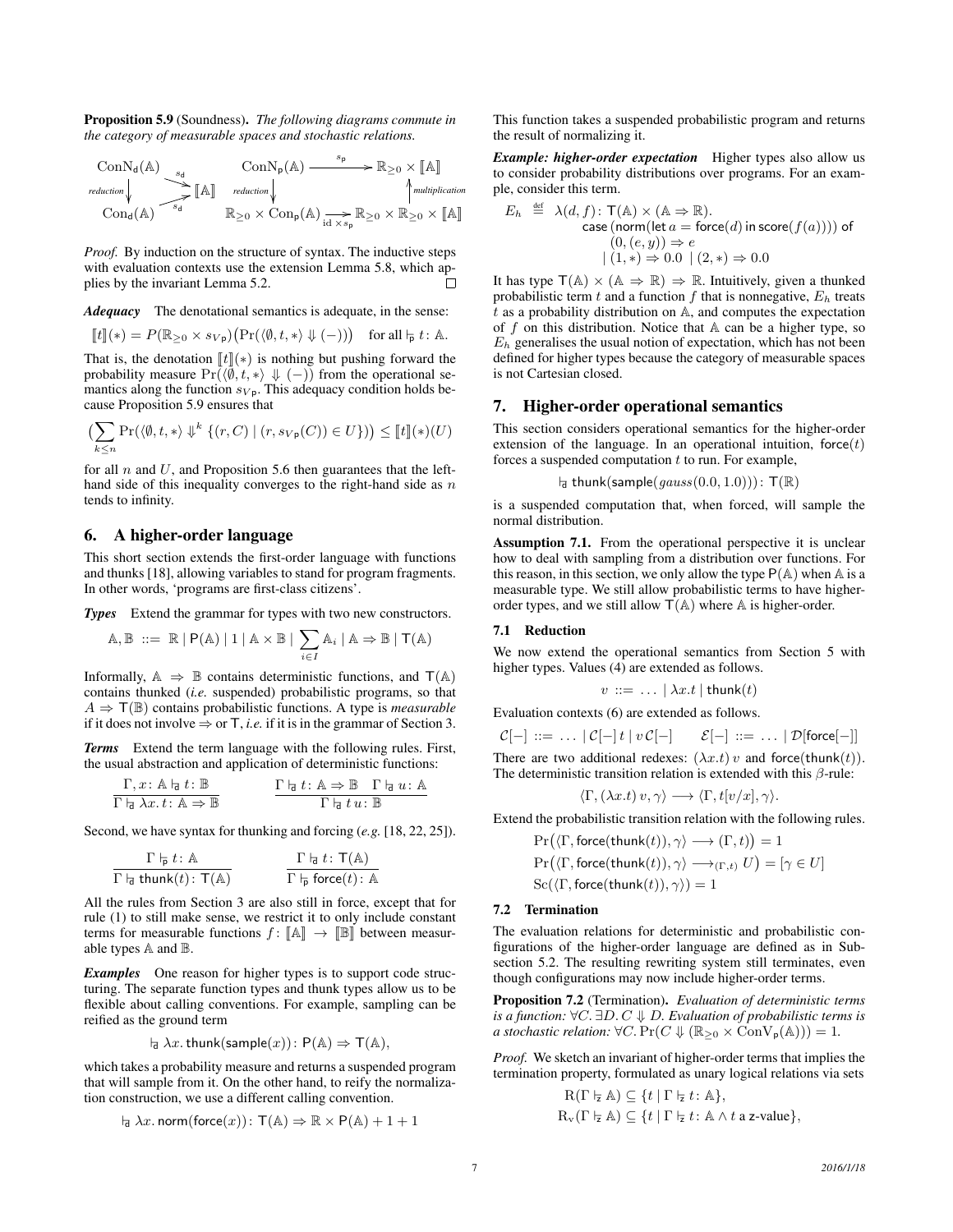**Proposition 5.9** (Soundness)**.** *The following diagrams commute in the category of measurable spaces and stochastic relations.*

$$
\begin{array}{ccc}
\mathrm{ConN}_{\mathsf{d}}(\mathbb{A}) & \xrightarrow{s_{\mathsf{d}}} & [\![\mathbb{A}]\!] \\
{\scriptstyle reduction}\downarrow & \nearrow_{s_{\mathsf{d}}} & \\
\mathrm{Con}_{\mathsf{d}}(\mathbb{A}) & &
\end{array}
\qquad
\begin{array}{ccc}
\mathrm{ConN}_{\mathsf{p}}(\mathbb{A}) & \xrightarrow{s_{\mathsf{p}}} & \mathbb{R}_{\geq 0} \times [\![\mathbb{A}]\!] \\
{\scriptstyle reduction}\downarrow & & \uparrow{\scriptstyle multiplication} \\
\mathbb{R}_{\geq 0} \times \mathrm{Con}_{\mathsf{p}}(\mathbb{A}) & \xrightarrow{\mathrm{id} \times s_{\mathsf{p}}} & \mathbb{R}_{\geq 0} \times \mathbb{R}_{\geq 0} \times [\![\mathbb{A}]\!]
\end{array}
$$

*Proof.* By induction on the structure of syntax. The inductive steps with evaluation contexts use the extension Lemma 5.8, which applies by the invariant Lemma 5.2. □

***Adequacy*** The denotational semantics is adequate, in the sense:

$$[\![t]\!](*) = P(\mathbb{R}_{\geq 0} \times s_{V_{\mathsf{P}}})\big(\Pr(\langle \emptyset, t, * \rangle \Downarrow (-))\big) \quad \text{for all} \vdash_{\mathsf{p}} t \colon \mathbb{A}.$$

That is, the denotation $[\![t]\!](*)$ is nothing but pushing forward the probability measure $\Pr(\langle \emptyset, t, * \rangle \Downarrow (-))$ from the operational semantics along the function $s_{V_{\mathsf{P}}}$. This adequacy condition holds because Proposition 5.9 ensures that

$$\big(\sum_{k \leq n} \Pr(\langle \emptyset, t, * \rangle \Downarrow^k \{(r, C) \mid (r, s_{V_{\mathsf{P}}}(C)) \in U\})\big) \leq [\![t]\!](*)(U)$$

for all $n$ and $U$, and Proposition 5.6 then guarantees that the left-hand side of this inequality converges to the right-hand side as $n$ tends to infinity.

## 6. A higher-order language

This short section extends the first-order language with functions and thunks [18], allowing variables to stand for program fragments. In other words, 'programs are first-class citizens'.

***Types*** Extend the grammar for types with two new constructors.

$$\mathbb{A}, \mathbb{B} \ ::= \ \mathbb{R} \mid \mathsf{P}(\mathbb{A}) \mid 1 \mid \mathbb{A} \times \mathbb{B} \mid \sum_{i \in I} \mathbb{A}_i \mid \mathbb{A} \Rightarrow \mathbb{B} \mid \mathsf{T}(\mathbb{A})$$

Informally, $\mathbb{A} \Rightarrow \mathbb{B}$ contains deterministic functions, and $\mathsf{T}(\mathbb{A})$ contains thunked (*i.e.* suspended) probabilistic programs, so that $A \Rightarrow \mathsf{T}(\mathbb{B})$ contains probabilistic functions. A type is *measurable* if it does not involve $\Rightarrow$ or $\mathsf{T}$, *i.e.* if it is in the grammar of Section 3.

***Terms*** Extend the term language with the following rules. First, the usual abstraction and application of deterministic functions:

$$\frac{\Gamma, x \colon \mathbb{A} \vdash_{\mathsf{d}} t \colon \mathbb{B}}{\Gamma \vdash_{\mathsf{d}} \lambda x.\, t \colon \mathbb{A} \Rightarrow \mathbb{B}} \qquad \frac{\Gamma \vdash_{\mathsf{d}} t \colon \mathbb{A} \Rightarrow \mathbb{B} \quad \Gamma \vdash_{\mathsf{d}} u \colon \mathbb{A}}{\Gamma \vdash_{\mathsf{d}} t\, u \colon \mathbb{B}}$$

Second, we have syntax for thunking and forcing (*e.g.* [18, 22, 25]).

$$\frac{\Gamma \vdash_{\mathsf{p}} t \colon \mathbb{A}}{\Gamma \vdash_{\mathsf{d}} \mathsf{thunk}(t) \colon \mathsf{T}(\mathbb{A})} \qquad \frac{\Gamma \vdash_{\mathsf{d}} t \colon \mathsf{T}(\mathbb{A})}{\Gamma \vdash_{\mathsf{p}} \mathsf{force}(t) \colon \mathbb{A}}$$

All the rules from Section 3 are also still in force, except that for rule (1) to still make sense, we restrict it to only include constant terms for measurable functions $f \colon [\![\mathbb{A}]\!] \to [\![\mathbb{B}]\!]$ between measurable types $\mathbb{A}$ and $\mathbb{B}$.

***Examples*** One reason for higher types is to support code structuring. The separate function types and thunk types allow us to be flexible about calling conventions. For example, sampling can be reified as the ground term

$$\vdash_{\mathsf{d}} \lambda x.\, \mathsf{thunk}(\mathsf{sample}(x)) \colon \mathsf{P}(\mathbb{A}) \Rightarrow \mathsf{T}(\mathbb{A}),$$

which takes a probability measure and returns a suspended program that will sample from it. On the other hand, to reify the normalization construction, we use a different calling convention.

$$\vdash_{\mathsf{d}} \lambda x.\, \mathsf{norm}(\mathsf{force}(x)) \colon \mathsf{T}(\mathbb{A}) \Rightarrow \mathbb{R} \times \mathsf{P}(\mathbb{A}) + 1 + 1$$

This function takes a suspended probabilistic program and returns the result of normalizing it.

***Example: higher-order expectation*** Higher types also allow us to consider probability distributions over programs. For an example, consider this term.

$$
\begin{aligned}
E_h \ \stackrel{\text{def}}{=} \ & \lambda(d, f) \colon \mathsf{T}(\mathbb{A}) \times (\mathbb{A} \Rightarrow \mathbb{R}). \\
& \mathsf{case}\,(\mathsf{norm}(\mathsf{let}\ a = \mathsf{force}(d)\ \mathsf{in}\ \mathsf{score}(f(a))))\ \mathsf{of} \\
& \quad (0, (e, y)) \Rightarrow e \\
& \quad \mid (1, *) \Rightarrow 0.0 \ \mid (2, *) \Rightarrow 0.0
\end{aligned}
$$

It has type $\mathsf{T}(\mathbb{A}) \times (\mathbb{A} \Rightarrow \mathbb{R}) \Rightarrow \mathbb{R}$. Intuitively, given a thunked probabilistic term $t$ and a function $f$ that is nonnegative, $E_h$ treats $t$ as a probability distribution on $\mathbb{A}$, and computes the expectation of $f$ on this distribution. Notice that $\mathbb{A}$ can be a higher type, so $E_h$ generalises the usual notion of expectation, which has not been defined for higher types because the category of measurable spaces is not Cartesian closed.

## 7. Higher-order operational semantics

This section considers operational semantics for the higher-order extension of the language. In an operational intuition, $\mathsf{force}(t)$ forces a suspended computation $t$ to run. For example,

$$\vdash_{\mathsf{d}} \mathsf{thunk}(\mathsf{sample}(gauss(0.0, 1.0))) \colon \mathsf{T}(\mathbb{R})$$

is a suspended computation that, when forced, will sample the normal distribution.

**Assumption 7.1.** From the operational perspective it is unclear how to deal with sampling from a distribution over functions. For this reason, in this section, we only allow the type $\mathsf{P}(\mathbb{A})$ when $\mathbb{A}$ is a measurable type. We still allow probabilistic terms to have higher-order types, and we still allow $\mathsf{T}(\mathbb{A})$ where $\mathbb{A}$ is higher-order.

### 7.1 Reduction

We now extend the operational semantics from Section 5 with higher types. Values (4) are extended as follows.

$$v \ ::= \ \ldots \mid \lambda x.t \mid \mathsf{thunk}(t)$$

Evaluation contexts (6) are extended as follows.

$$\mathcal{C}[-] \ ::= \ \ldots \mid \mathcal{C}[-]\, t \mid v\, \mathcal{C}[-] \qquad \mathcal{E}[-] \ ::= \ \ldots \mid \mathcal{D}[\mathsf{force}[-]]$$

There are two additional redexes: $(\lambda x.t)\, v$ and $\mathsf{force}(\mathsf{thunk}(t))$. The deterministic transition relation is extended with this $\beta$-rule:

$$\langle \Gamma, (\lambda x.t)\, v, \gamma \rangle \longrightarrow \langle \Gamma, t[v/x], \gamma \rangle.$$

Extend the probabilistic transition relation with the following rules.

$$
\begin{aligned}
& \Pr\big(\langle \Gamma, \mathsf{force}(\mathsf{thunk}(t)), \gamma \rangle \longrightarrow (\Gamma, t)\big) = 1 \\
& \Pr\big(\langle \Gamma, \mathsf{force}(\mathsf{thunk}(t)), \gamma \rangle \longrightarrow_{(\Gamma, t)} U\big) = [\gamma \in U] \\
& \mathrm{Sc}(\langle \Gamma, \mathsf{force}(\mathsf{thunk}(t)), \gamma \rangle) = 1
\end{aligned}
$$

### 7.2 Termination

The evaluation relations for deterministic and probabilistic configurations of the higher-order language are defined as in Subsection 5.2. The resulting rewriting system still terminates, even though configurations may now include higher-order terms.

**Proposition 7.2** (Termination)**.** *Evaluation of deterministic terms is a function:* $\forall C.\, \exists D.\, C \Downarrow D$*. Evaluation of probabilistic terms is a stochastic relation:* $\forall C.\, \Pr(C \Downarrow (\mathbb{R}_{\geq 0} \times \mathrm{ConV}_{\mathsf{p}}(\mathbb{A}))) = 1$*.*

*Proof.* We sketch an invariant of higher-order terms that implies the termination property, formulated as unary logical relations via sets

$$
\begin{aligned}
& \mathrm{R}(\Gamma \vdash_{\mathsf{z}} \mathbb{A}) \subseteq \{t \mid \Gamma \vdash_{\mathsf{z}} t \colon \mathbb{A}\}, \\
& \mathrm{R}_{\mathrm{v}}(\Gamma \vdash_{\mathsf{z}} \mathbb{A}) \subseteq \{t \mid \Gamma \vdash_{\mathsf{z}} t \colon \mathbb{A} \wedge t \text{ a z-value}\},
\end{aligned}
$$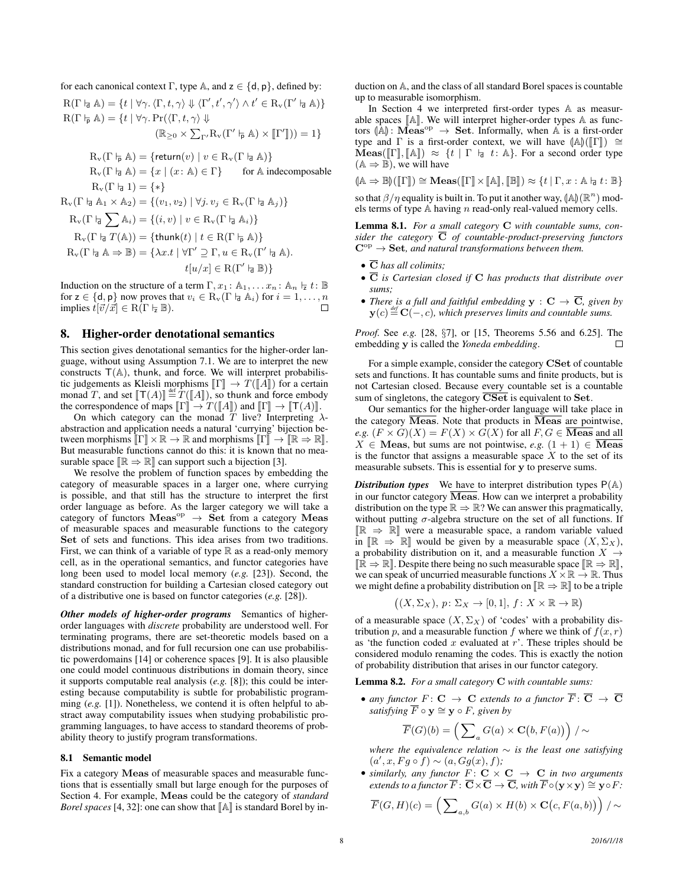for each canonical context $\Gamma$, type $\mathbb{A}$, and $\mathsf{z} \in \{\mathsf{d}, \mathsf{p}\}$, defined by:

$$
\begin{aligned}
\mathrm{R}(\Gamma \vDash_{\mathsf{d}} \mathbb{A}) &= \{t \mid \forall\gamma.\, \langle\Gamma, t, \gamma\rangle \Downarrow \langle\Gamma', t', \gamma'\rangle \wedge t' \in \mathrm{R}_{\mathrm{v}}(\Gamma' \vDash_{\mathsf{d}} \mathbb{A})\} \\
\mathrm{R}(\Gamma \vDash_{\mathsf{p}} \mathbb{A}) &= \{t \mid \forall\gamma.\, \Pr(\langle\Gamma, t, \gamma\rangle \Downarrow \\
&\qquad (\mathbb{R}_{\geq 0} \times \textstyle\sum_{\Gamma'} \mathrm{R}_{\mathrm{v}}(\Gamma' \vDash_{\mathsf{p}} \mathbb{A}) \times [\![\Gamma']\!])) = 1\}
\end{aligned}
$$

$$
\begin{aligned}
\mathrm{R}_{\mathrm{v}}(\Gamma \vDash_{\mathsf{p}} \mathbb{A}) &= \{\mathsf{return}(v) \mid v \in \mathrm{R}_{\mathrm{v}}(\Gamma \vDash_{\mathsf{d}} \mathbb{A})\} \\
\mathrm{R}_{\mathrm{v}}(\Gamma \vDash_{\mathsf{d}} \mathbb{A}) &= \{x \mid (x \colon \mathbb{A}) \in \Gamma\} \qquad \text{for } \mathbb{A} \text{ indecomposable} \\
\mathrm{R}_{\mathrm{v}}(\Gamma \vDash_{\mathsf{d}} 1) &= \{*\} \\
\mathrm{R}_{\mathrm{v}}(\Gamma \vDash_{\mathsf{d}} \mathbb{A}_1 \times \mathbb{A}_2) &= \{(v_1, v_2) \mid \forall j.\, v_j \in \mathrm{R}_{\mathrm{v}}(\Gamma \vDash_{\mathsf{d}} \mathbb{A}_j)\} \\
\mathrm{R}_{\mathrm{v}}(\Gamma \vDash_{\mathsf{d}} \textstyle\sum \mathbb{A}_i) &= \{(i, v) \mid v \in \mathrm{R}_{\mathrm{v}}(\Gamma \vDash_{\mathsf{d}} \mathbb{A}_i)\} \\
\mathrm{R}_{\mathrm{v}}(\Gamma \vDash_{\mathsf{d}} T(\mathbb{A})) &= \{\mathsf{thunk}(t) \mid t \in \mathrm{R}(\Gamma \vDash_{\mathsf{p}} \mathbb{A})\} \\
\mathrm{R}_{\mathrm{v}}(\Gamma \vDash_{\mathsf{d}} \mathbb{A} \Rightarrow \mathbb{B}) &= \{\lambda x.t \mid \forall \Gamma' \supseteq \Gamma, u \in \mathrm{R}_{\mathrm{v}}(\Gamma' \vDash_{\mathsf{d}} \mathbb{A}). \\
&\qquad t[u/x] \in \mathrm{R}(\Gamma' \vDash_{\mathsf{d}} \mathbb{B})\}
\end{aligned}
$$

Induction on the structure of a term $\Gamma, x_1 \colon \mathbb{A}_1, \ldots x_n \colon \mathbb{A}_n \vDash_{\mathsf{z}} t \colon \mathbb{B}$ for $\mathsf{z} \in \{\mathsf{d}, \mathsf{p}\}$ now proves that $v_i \in \mathrm{R}_{\mathrm{v}}(\Gamma \vDash_{\mathsf{d}} \mathbb{A}_i)$ for $i = 1, \ldots, n$ implies $t[\vec{v}/\vec{x}] \in \mathrm{R}(\Gamma \vDash_{\mathsf{z}} \mathbb{B})$. $\square$

## 8. Higher-order denotational semantics

This section gives denotational semantics for the higher-order language, without using Assumption 7.1. We are to interpret the new constructs $\mathsf{T}(\mathbb{A})$, $\mathsf{thunk}$, and $\mathsf{force}$. We will interpret probabilistic judgements as Kleisli morphisms $[\![\Gamma]\!] \to T([\![A]\!])$ for a certain monad $T$, and set $[\![\mathsf{T}(A)]\!] \stackrel{\text{def}}{=} T([\![A]\!])$, so $\mathsf{thunk}$ and $\mathsf{force}$ embody the correspondence of maps $[\![\Gamma]\!] \to T([\![A]\!])$ and $[\![\Gamma]\!] \to [\![\mathsf{T}(A)]\!]$.

On which category can the monad $T$ live? Interpreting $\lambda$-abstraction and application needs a natural 'currying' bijection between morphisms $[\![\Gamma]\!] \times \mathbb{R} \to \mathbb{R}$ and morphisms $[\![\Gamma]\!] \to [\![\mathbb{R} \Rightarrow \mathbb{R}]\!]$. But measurable functions cannot do this: it is known that no measurable space $[\![\mathbb{R} \Rightarrow \mathbb{R}]\!]$ can support such a bijection [3].

We resolve the problem of function spaces by embedding the category of measurable spaces in a larger one, where currying is possible, and that still has the structure to interpret the first order language as before. As the larger category we will take a category of functors $\mathbf{Meas}^{\mathrm{op}} \to \mathbf{Set}$ from a category $\mathbf{Meas}$ of measurable spaces and measurable functions to the category $\mathbf{Set}$ of sets and functions. This idea arises from two traditions. First, we can think of a variable of type $\mathbb{R}$ as a read-only memory cell, as in the operational semantics, and functor categories have long been used to model local memory (*e.g.* [23]). Second, the standard construction for building a Cartesian closed category out of a distributive one is based on functor categories (*e.g.* [28]).

***Other models of higher-order programs*** Semantics of higher-order languages with *discrete* probability are understood well. For terminating programs, there are set-theoretic models based on a distributions monad, and for full recursion one can use probabilistic powerdomains [14] or coherence spaces [9]. It is also plausible one could model continuous distributions in domain theory, since it supports computable real analysis (*e.g.* [8]); this could be interesting because computability is subtle for probabilistic programming (*e.g.* [1]). Nonetheless, we contend it is often helpful to abstract away computability issues when studying probabilistic programming languages, to have access to standard theorems of probability theory to justify program transformations.

### 8.1 Semantic model

Fix a category $\mathbf{Meas}$ of measurable spaces and measurable functions that is essentially small but large enough for the purposes of Section 4. For example, $\mathbf{Meas}$ could be the category of *standard Borel spaces* [4, 32]: one can show that $[\![\mathbb{A}]\!]$ is standard Borel by induction on $\mathbb{A}$, and the class of all standard Borel spaces is countable up to measurable isomorphism.

In Section 4 we interpreted first-order types $\mathbb{A}$ as measurable spaces $[\![\mathbb{A}]\!]$. We will interpret higher-order types $\mathbb{A}$ as functors $(\!|\mathbb{A}|\!) \colon \mathbf{Meas}^{\mathrm{op}} \to \mathbf{Set}$. Informally, when $\mathbb{A}$ is a first-order type and $\Gamma$ is a first-order context, we will have $(\!|\mathbb{A}|\!)([\![\Gamma]\!]) \cong \mathbf{Meas}([\![\Gamma]\!], [\![\mathbb{A}]\!]) \approx \{t \mid \Gamma \vDash_{\mathsf{d}} t \colon \mathbb{A}\}$. For a second order type $(\mathbb{A} \Rightarrow \mathbb{B})$, we will have

$$(\!|\mathbb{A} \Rightarrow \mathbb{B}|\!)([\![\Gamma]\!]) \cong \mathbf{Meas}([\![\Gamma]\!] \times [\![\mathbb{A}]\!], [\![\mathbb{B}]\!]) \approx \{t \mid \Gamma, x \colon \mathbb{A} \vDash_{\mathsf{d}} t \colon \mathbb{B}\}$$

so that $\beta/\eta$ equality is built in. To put it another way, $(\!|\mathbb{A}|\!)(\mathbb{R}^n)$ models terms of type $\mathbb{A}$ having $n$ read-only real-valued memory cells.

**Lemma 8.1.** *For a small category $\mathbf{C}$ with countable sums, consider the category $\overline{\mathbf{C}}$ of countable-product-preserving functors $\mathbf{C}^{\mathrm{op}} \to \mathbf{Set}$, and natural transformations between them.*

- *$\overline{\mathbf{C}}$ has all colimits;*
- *$\overline{\mathbf{C}}$ is Cartesian closed if $\mathbf{C}$ has products that distribute over sums;*
- *There is a full and faithful embedding $\mathbf{y} \colon \mathbf{C} \to \overline{\mathbf{C}}$, given by $\mathbf{y}(c) \stackrel{\text{def}}{=} \mathbf{C}(-, c)$, which preserves limits and countable sums.*

*Proof.* See *e.g.* [28, §7], or [15, Theorems 5.56 and 6.25]. The embedding $\mathbf{y}$ is called the *Yoneda embedding*. $\square$

For a simple example, consider the category $\mathbf{CSet}$ of countable sets and functions. It has countable sums and finite products, but is not Cartesian closed. Because every countable set is a countable sum of singletons, the category $\overline{\mathbf{CSet}}$ is equivalent to $\mathbf{Set}$.

Our semantics for the higher-order language will take place in the category $\overline{\mathbf{Meas}}$. Note that products in $\overline{\mathbf{Meas}}$ are pointwise, *e.g.* $(F \times G)(X) = F(X) \times G(X)$ for all $F, G \in \overline{\mathbf{Meas}}$ and all $X \in \mathbf{Meas}$, but sums are not pointwise, *e.g.* $(1 + 1) \in \overline{\mathbf{Meas}}$ is the functor that assigns a measurable space $X$ to the set of its measurable subsets. This is essential for $\mathbf{y}$ to preserve sums.

***Distribution types*** We have to interpret distribution types $\mathsf{P}(\mathbb{A})$ in our functor category $\overline{\mathbf{Meas}}$. How can we interpret a probability distribution on the type $\mathbb{R} \Rightarrow \mathbb{R}$? We can answer this pragmatically, without putting $\sigma$-algebra structure on the set of all functions. If $[\![\mathbb{R} \Rightarrow \mathbb{R}]\!]$ were a measurable space, a random variable valued in $[\![\mathbb{R} \Rightarrow \mathbb{R}]\!]$ would be given by a measurable space $(X, \Sigma_X)$, a probability distribution on it, and a measurable function $X \to [\![\mathbb{R} \Rightarrow \mathbb{R}]\!]$. Despite there being no such measurable space $[\![\mathbb{R} \Rightarrow \mathbb{R}]\!]$, we can speak of uncurried measurable functions $X \times \mathbb{R} \to \mathbb{R}$. Thus we might define a probability distribution on $[\![\mathbb{R} \Rightarrow \mathbb{R}]\!]$ to be a triple

$$\big((X, \Sigma_X),\, p \colon \Sigma_X \to [0,1],\, f \colon X \times \mathbb{R} \to \mathbb{R}\big)$$

of a measurable space $(X, \Sigma_X)$ of 'codes' with a probability distribution $p$, and a measurable function $f$ where we think of $f(x, r)$ as 'the function coded $x$ evaluated at $r$'. These triples should be considered modulo renaming the codes. This is exactly the notion of probability distribution that arises in our functor category.

**Lemma 8.2.** *For a small category $\mathbf{C}$ with countable sums:*

- *any functor $F \colon \mathbf{C} \to \mathbf{C}$ extends to a functor $\overline{F} \colon \overline{\mathbf{C}} \to \overline{\mathbf{C}}$ satisfying $\overline{F} \circ \mathbf{y} \cong \mathbf{y} \circ F$, given by*
$$\overline{F}(G)(b) = \Big(\textstyle\sum_a G(a) \times \mathbf{C}\big(b, F(a)\big)\Big) \,/\!\sim$$
*where the equivalence relation $\sim$ is the least one satisfying $(a', x, Fg \circ f) \sim (a, Gg(x), f)$;*
- *similarly, any functor $F \colon \mathbf{C} \times \mathbf{C} \to \mathbf{C}$ in two arguments extends to a functor $\overline{F} \colon \overline{\mathbf{C}} \times \overline{\mathbf{C}} \to \overline{\mathbf{C}}$, with $\overline{F} \circ (\mathbf{y} \times \mathbf{y}) \cong \mathbf{y} \circ F$:*
$$\overline{F}(G, H)(c) = \Big(\textstyle\sum_{a,b} G(a) \times H(b) \times \mathbf{C}\big(c, F(a,b)\big)\Big) \,/\!\sim$$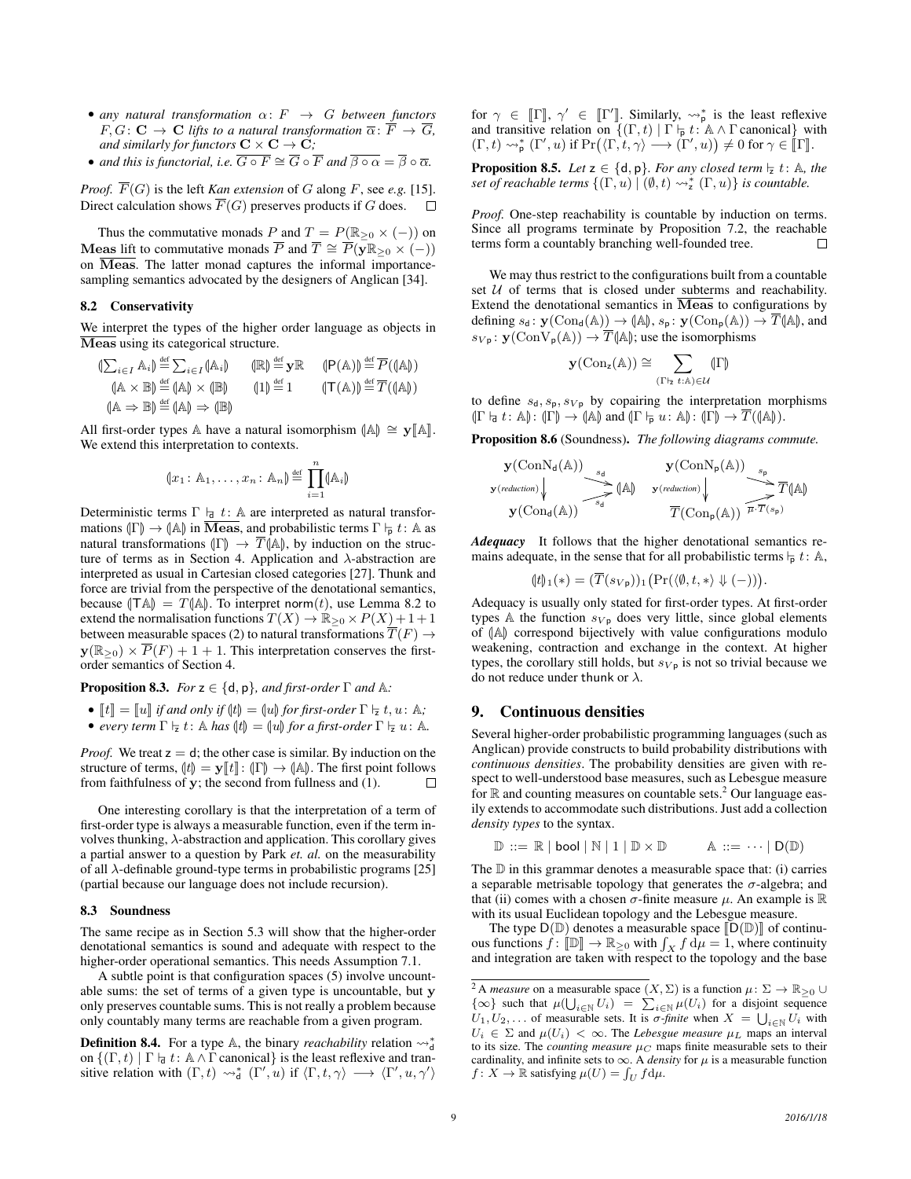- *any natural transformation* $\alpha\colon F \to G$ *between functors* $F, G\colon \mathbf{C} \to \mathbf{C}$ *lifts to a natural transformation* $\overline{\alpha}\colon \overline{F} \to \overline{G}$, *and similarly for functors* $\mathbf{C} \times \mathbf{C} \to \mathbf{C}$;
- *and this is functorial, i.e.* $\overline{G \circ F} \cong \overline{G} \circ \overline{F}$ *and* $\overline{\beta \circ \alpha} = \overline{\beta} \circ \overline{\alpha}$.

*Proof.* $\overline{F}(G)$ is the left *Kan extension* of $G$ along $F$, see *e.g.* [15]. Direct calculation shows $\overline{F}(G)$ preserves products if $G$ does. □

Thus the commutative monads $P$ and $T = P(\mathbb{R}_{\geq 0} \times (-))$ on $\mathbf{Meas}$ lift to commutative monads $\overline{P}$ and $\overline{T} \cong \overline{P}(\mathbf{y}\mathbb{R}_{\geq 0} \times (-))$ on $\overline{\mathbf{Meas}}$. The latter monad captures the informal importance-sampling semantics advocated by the designers of Anglican [34].

### 8.2 Conservativity

We interpret the types of the higher order language as objects in $\overline{\mathbf{Meas}}$ using its categorical structure.

$$(\!|\textstyle\sum_{i \in I} \mathbb{A}_i|\!) \stackrel{\text{def}}{=} \sum_{i \in I} (\!|\mathbb{A}_i|\!) \qquad (\!|\mathbb{R}|\!) \stackrel{\text{def}}{=} \mathbf{y}\mathbb{R} \qquad (\!|\mathsf{P}(\mathbb{A})|\!) \stackrel{\text{def}}{=} \overline{P}((\!|\mathbb{A}|\!))$$
$$(\!|\mathbb{A} \times \mathbb{B}|\!) \stackrel{\text{def}}{=} (\!|\mathbb{A}|\!) \times (\!|\mathbb{B}|\!) \qquad (\!|1|\!) \stackrel{\text{def}}{=} 1 \qquad (\!|\mathsf{T}(\mathbb{A})|\!) \stackrel{\text{def}}{=} \overline{T}((\!|\mathbb{A}|\!))$$
$$(\!|\mathbb{A} \Rightarrow \mathbb{B}|\!) \stackrel{\text{def}}{=} (\!|\mathbb{A}|\!) \Rightarrow (\!|\mathbb{B}|\!)$$

All first-order types $\mathbb{A}$ have a natural isomorphism $(\!|\mathbb{A}|\!) \cong \mathbf{y}[\![\mathbb{A}]\!]$. We extend this interpretation to contexts.

$$(\!|x_1 \colon \mathbb{A}_1, \ldots, x_n \colon \mathbb{A}_n|\!) \stackrel{\text{def}}{=} \prod_{i=1}^{n} (\!|\mathbb{A}_i|\!)$$

Deterministic terms $\Gamma \vdash_{\mathsf{d}} t \colon \mathbb{A}$ are interpreted as natural transformations $(\!|\Gamma|\!) \to (\!|\mathbb{A}|\!)$ in $\overline{\mathbf{Meas}}$, and probabilistic terms $\Gamma \vdash_{\mathsf{p}} t \colon \mathbb{A}$ as natural transformations $(\!|\Gamma|\!) \to \overline{T}(\!|\mathbb{A}|\!)$, by induction on the structure of terms as in Section 4. Application and $\lambda$-abstraction are interpreted as usual in Cartesian closed categories [27]. Thunk and force are trivial from the perspective of the denotational semantics, because $(\!|\mathsf{T}\mathbb{A}|\!) = T(\!|\mathbb{A}|\!)$. To interpret $\mathsf{norm}(t)$, use Lemma 8.2 to extend the normalisation functions $T(X) \to \mathbb{R}_{\geq 0} \times P(X) + 1 + 1$ between measurable spaces (2) to natural transformations $\overline{T}(F) \to \mathbf{y}(\mathbb{R}_{\geq 0}) \times \overline{P}(F) + 1 + 1$. This interpretation conserves the first-order semantics of Section 4.

**Proposition 8.3.** *For* $\mathsf{z} \in \{\mathsf{d}, \mathsf{p}\}$, *and first-order* $\Gamma$ *and* $\mathbb{A}$:

- $[\![t]\!] = [\![u]\!]$ *if and only if* $(\!|t|\!) = (\!|u|\!)$ *for first-order* $\Gamma \vdash_{\mathsf{z}} t, u \colon \mathbb{A}$;
- *every term* $\Gamma \vdash_{\mathsf{z}} t \colon \mathbb{A}$ *has* $(\!|t|\!) = (\!|u|\!)$ *for a first-order* $\Gamma \vdash_{\mathsf{z}} u \colon \mathbb{A}$.

*Proof.* We treat $\mathsf{z} = \mathsf{d}$; the other case is similar. By induction on the structure of terms, $(\!|t|\!) = \mathbf{y}[\![t]\!] \colon (\!|\Gamma|\!) \to (\!|\mathbb{A}|\!)$. The first point follows from faithfulness of $\mathbf{y}$; the second from fullness and (1). □

One interesting corollary is that the interpretation of a term of first-order type is always a measurable function, even if the term involves thunking, $\lambda$-abstraction and application. This corollary gives a partial answer to a question by Park *et. al.* on the measurability of all $\lambda$-definable ground-type terms in probabilistic programs [25] (partial because our language does not include recursion).

### 8.3 Soundness

The same recipe as in Section 5.3 will show that the higher-order denotational semantics is sound and adequate with respect to the higher-order operational semantics. This needs Assumption 7.1.

A subtle point is that configuration spaces (5) involve uncountable sums: the set of terms of a given type is uncountable, but $\mathbf{y}$ only preserves countable sums. This is not really a problem because only countably many terms are reachable from a given program.

**Definition 8.4.** For a type $\mathbb{A}$, the binary *reachability* relation $\leadsto^*_{\mathsf{d}}$ on $\{(\Gamma, t) \mid \Gamma \vdash_{\mathsf{d}} t \colon \mathbb{A} \wedge \Gamma \text{ canonical}\}$ is the least reflexive and transitive relation with $(\Gamma, t) \leadsto^*_{\mathsf{d}} (\Gamma', u)$ if $\langle \Gamma, t, \gamma \rangle \longrightarrow \langle \Gamma', u, \gamma' \rangle$ for $\gamma \in [\![\Gamma]\!]$, $\gamma' \in [\![\Gamma']\!]$. Similarly, $\leadsto^*_{\mathsf{p}}$ is the least reflexive and transitive relation on $\{(\Gamma, t) \mid \Gamma \vdash_{\mathsf{p}} t \colon \mathbb{A} \wedge \Gamma \text{ canonical}\}$ with $(\Gamma, t) \leadsto^*_{\mathsf{p}} (\Gamma', u)$ if $\Pr\big(\langle \Gamma, t, \gamma \rangle \longrightarrow (\Gamma', u)\big) \neq 0$ for $\gamma \in [\![\Gamma]\!]$.

**Proposition 8.5.** *Let* $\mathsf{z} \in \{\mathsf{d}, \mathsf{p}\}$. *For any closed term* $\vdash_{\mathsf{z}} t \colon \mathbb{A}$, *the set of reachable terms* $\{(\Gamma, u) \mid (\emptyset, t) \leadsto^*_{\mathsf{z}} (\Gamma, u)\}$ *is countable.*

*Proof.* One-step reachability is countable by induction on terms. Since all programs terminate by Proposition 7.2, the reachable terms form a countably branching well-founded tree. □

We may thus restrict to the configurations built from a countable set $\mathcal{U}$ of terms that is closed under subterms and reachability. Extend the denotational semantics in $\overline{\mathbf{Meas}}$ to configurations by defining $s_{\mathsf{d}} \colon \mathbf{y}(\mathrm{Con}_{\mathsf{d}}(\mathbb{A})) \to (\!|\mathbb{A}|\!)$, $s_{\mathsf{p}} \colon \mathbf{y}(\mathrm{Con}_{\mathsf{p}}(\mathbb{A})) \to \overline{T}(\!|\mathbb{A}|\!)$, and $s_{V\mathsf{p}} \colon \mathbf{y}(\mathrm{ConV}_{\mathsf{p}}(\mathbb{A})) \to \overline{T}(\!|\mathbb{A}|\!)$; use the isomorphisms

$$\mathbf{y}(\mathrm{Con}_{\mathsf{z}}(\mathbb{A})) \cong \sum_{(\Gamma \vdash_{\mathsf{z}} t \colon \mathbb{A}) \in \mathcal{U}} (\!|\Gamma|\!)$$

to define $s_{\mathsf{d}}, s_{\mathsf{p}}, s_{V\mathsf{p}}$ by copairing the interpretation morphisms $(\!|\Gamma \vdash_{\mathsf{d}} t \colon \mathbb{A}|\!) \colon (\!|\Gamma|\!) \to (\!|\mathbb{A}|\!)$ and $(\!|\Gamma \vdash_{\mathsf{p}} u \colon \mathbb{A}|\!) \colon (\!|\Gamma|\!) \to \overline{T}((\!|\mathbb{A}|\!))$.

**Proposition 8.6** (Soundness). *The following diagrams commute.*

$$\begin{array}{ccc} \mathbf{y}(\mathrm{ConN}_{\mathsf{d}}(\mathbb{A})) & \xrightarrow{s_{\mathsf{d}}} & (\!|\mathbb{A}|\!) \\ {\scriptstyle \mathbf{y}(\textit{reduction})} \downarrow & \nearrow_{s_{\mathsf{d}}} & \\ \mathbf{y}(\mathrm{Con}_{\mathsf{d}}(\mathbb{A})) & & \end{array} \qquad \begin{array}{ccc} \mathbf{y}(\mathrm{ConN}_{\mathsf{p}}(\mathbb{A})) & \xrightarrow{s_{\mathsf{p}}} & \overline{T}(\!|\mathbb{A}|\!) \\ {\scriptstyle \mathbf{y}(\textit{reduction})} \downarrow & \nearrow_{\mu \cdot \overline{T}(s_{\mathsf{p}})} & \\ \overline{T}(\mathrm{Con}_{\mathsf{p}}(\mathbb{A})) & & \end{array}$$

***Adequacy*** It follows that the higher denotational semantics remains adequate, in the sense that for all probabilistic terms $\vdash_{\mathsf{p}} t \colon \mathbb{A}$,

$$(\!|t|\!)_1(*) = (\overline{T}(s_{V\mathsf{p}}))_1\big(\Pr(\langle \emptyset, t, * \rangle \Downarrow (-))\big).$$

Adequacy is usually only stated for first-order types. At first-order types $\mathbb{A}$ the function $s_{V\mathsf{p}}$ does very little, since global elements of $(\!|\mathbb{A}|\!)$ correspond bijectively with value configurations modulo weakening, contraction and exchange in the context. At higher types, the corollary still holds, but $s_{V\mathsf{p}}$ is not so trivial because we do not reduce under $\mathsf{thunk}$ or $\lambda$.

## 9. Continuous densities

Several higher-order probabilistic programming languages (such as Anglican) provide constructs to build probability distributions with *continuous densities*. The probability densities are given with respect to well-understood base measures, such as Lebesgue measure for $\mathbb{R}$ and counting measures on countable sets.[2] Our language easily extends to accommodate such distributions. Just add a collection *density types* to the syntax.

$$\mathbb{D} ::= \mathbb{R} \mid \mathsf{bool} \mid \mathbb{N} \mid 1 \mid \mathbb{D} \times \mathbb{D} \qquad\qquad \mathbb{A} ::= \cdots \mid \mathsf{D}(\mathbb{D})$$

The $\mathbb{D}$ in this grammar denotes a measurable space that: (i) carries a separable metrisable topology that generates the $\sigma$-algebra; and that (ii) comes with a chosen $\sigma$-finite measure $\mu$. An example is $\mathbb{R}$ with its usual Euclidean topology and the Lebesgue measure.

The type $\mathsf{D}(\mathbb{D})$ denotes a measurable space $[\![\mathsf{D}(\mathbb{D})]\!]$ of continuous functions $f \colon [\![\mathbb{D}]\!] \to \mathbb{R}_{\geq 0}$ with $\int_X f \, \mathrm{d}\mu = 1$, where continuity and integration are taken with respect to the topology and the base

[2] A *measure* on a measurable space $(X, \Sigma)$ is a function $\mu \colon \Sigma \to \mathbb{R}_{\geq 0} \cup \{\infty\}$ such that $\mu(\bigcup_{i \in \mathbb{N}} U_i) = \sum_{i \in \mathbb{N}} \mu(U_i)$ for a disjoint sequence $U_1, U_2, \ldots$ of measurable sets. It is *$\sigma$-finite* when $X = \bigcup_{i \in \mathbb{N}} U_i$ with $U_i \in \Sigma$ and $\mu(U_i) < \infty$. The *Lebesgue measure* $\mu_L$ maps an interval to its size. The *counting measure* $\mu_C$ maps finite measurable sets to their cardinality, and infinite sets to $\infty$. A *density* for $\mu$ is a measurable function $f \colon X \to \mathbb{R}$ satisfying $\mu(U) = \int_U f \mathrm{d}\mu$.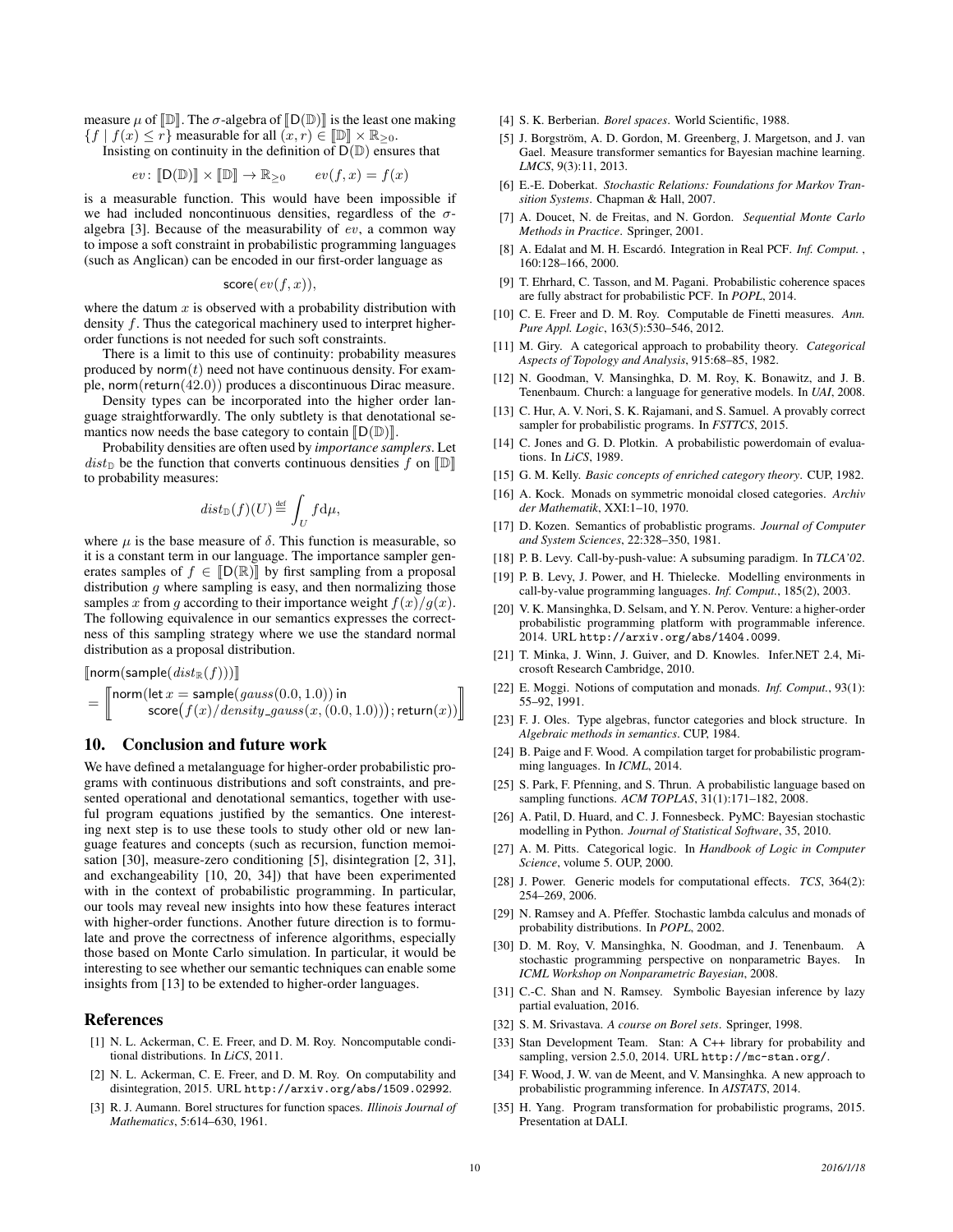measure $\mu$ of $[\![\mathbb{D}]\!]$. The $\sigma$-algebra of $[\![\mathsf{D}(\mathbb{D})]\!]$ is the least one making $\{f \mid f(x) \leq r\}$ measurable for all $(x, r) \in [\![\mathbb{D}]\!] \times \mathbb{R}_{\geq 0}$.

Insisting on continuity in the definition of $\mathsf{D}(\mathbb{D})$ ensures that

$$ev\colon [\![\mathsf{D}(\mathbb{D})]\!] \times [\![\mathbb{D}]\!] \to \mathbb{R}_{\geq 0} \qquad ev(f, x) = f(x)$$

is a measurable function. This would have been impossible if we had included noncontinuous densities, regardless of the $\sigma$-algebra [3]. Because of the measurability of $ev$, a common way to impose a soft constraint in probabilistic programming languages (such as Anglican) can be encoded in our first-order language as

$$\mathsf{score}(ev(f, x)),$$

where the datum $x$ is observed with a probability distribution with density $f$. Thus the categorical machinery used to interpret higher-order functions is not needed for such soft constraints.

There is a limit to this use of continuity: probability measures produced by $\mathsf{norm}(t)$ need not have continuous density. For example, $\mathsf{norm}(\mathsf{return}(42.0))$ produces a discontinuous Dirac measure.

Density types can be incorporated into the higher order language straightforwardly. The only subtlety is that denotational semantics now needs the base category to contain $[\![\mathsf{D}(\mathbb{D})]\!]$.

Probability densities are often used by *importance samplers*. Let $dist_{\mathbb{D}}$ be the function that converts continuous densities $f$ on $[\![\mathbb{D}]\!]$ to probability measures:

$$dist_{\mathbb{D}}(f)(U) \stackrel{\text{def}}{=} \int_U f \mathrm{d}\mu,$$

where $\mu$ is the base measure of $\delta$. This function is measurable, so it is a constant term in our language. The importance sampler generates samples of $f \in [\![\mathsf{D}(\mathbb{R})]\!]$ by first sampling from a proposal distribution $g$ where sampling is easy, and then normalizing those samples $x$ from $g$ according to their importance weight $f(x)/g(x)$. The following equivalence in our semantics expresses the correctness of this sampling strategy where we use the standard normal distribution as a proposal distribution.

$$[\![\mathsf{norm}(\mathsf{sample}(dist_{\mathbb{R}}(f)))]\!]$$
$$= \left[\!\!\left[\begin{array}{l}\mathsf{norm}(\mathsf{let}\ x = \mathsf{sample}(gauss(0.0, 1.0))\ \mathsf{in} \\ \quad \mathsf{score}\big(f(x)/density\_gauss(x, (0.0, 1.0))\big); \mathsf{return}(x))\end{array}\right]\!\!\right]$$

## 10. Conclusion and future work

We have defined a metalanguage for higher-order probabilistic programs with continuous distributions and soft constraints, and presented operational and denotational semantics, together with useful program equations justified by the semantics. One interesting next step is to use these tools to study other old or new language features and concepts (such as recursion, function memoisation [30], measure-zero conditioning [5], disintegration [2, 31], and exchangeability [10, 20, 34]) that have been experimented with in the context of probabilistic programming. In particular, our tools may reveal new insights into how these features interact with higher-order functions. Another future direction is to formulate and prove the correctness of inference algorithms, especially those based on Monte Carlo simulation. In particular, it would be interesting to see whether our semantic techniques can enable some insights from [13] to be extended to higher-order languages.

## References

[1] N. L. Ackerman, C. E. Freer, and D. M. Roy. Noncomputable conditional distributions. In *LiCS*, 2011.

[2] N. L. Ackerman, C. E. Freer, and D. M. Roy. On computability and disintegration, 2015. URL `http://arxiv.org/abs/1509.02992`.

[3] R. J. Aumann. Borel structures for function spaces. *Illinois Journal of Mathematics*, 5:614–630, 1961.

[4] S. K. Berberian. *Borel spaces*. World Scientific, 1988.

[5] J. Borgström, A. D. Gordon, M. Greenberg, J. Margetson, and J. van Gael. Measure transformer semantics for Bayesian machine learning. *LMCS*, 9(3):11, 2013.

[6] E.-E. Doberkat. *Stochastic Relations: Foundations for Markov Transition Systems*. Chapman & Hall, 2007.

[7] A. Doucet, N. de Freitas, and N. Gordon. *Sequential Monte Carlo Methods in Practice*. Springer, 2001.

[8] A. Edalat and M. H. Escardó. Integration in Real PCF. *Inf. Comput.*, 160:128–166, 2000.

[9] T. Ehrhard, C. Tasson, and M. Pagani. Probabilistic coherence spaces are fully abstract for probabilistic PCF. In *POPL*, 2014.

[10] C. E. Freer and D. M. Roy. Computable de Finetti measures. *Ann. Pure Appl. Logic*, 163(5):530–546, 2012.

[11] M. Giry. A categorical approach to probability theory. *Categorical Aspects of Topology and Analysis*, 915:68–85, 1982.

[12] N. Goodman, V. Mansinghka, D. M. Roy, K. Bonawitz, and J. B. Tenenbaum. Church: a language for generative models. In *UAI*, 2008.

[13] C. Hur, A. V. Nori, S. K. Rajamani, and S. Samuel. A provably correct sampler for probabilistic programs. In *FSTTCS*, 2015.

[14] C. Jones and G. D. Plotkin. A probabilistic powerdomain of evaluations. In *LiCS*, 1989.

[15] G. M. Kelly. *Basic concepts of enriched category theory*. CUP, 1982.

[16] A. Kock. Monads on symmetric monoidal closed categories. *Archiv der Mathematik*, XXI:1–10, 1970.

[17] D. Kozen. Semantics of probablistic programs. *Journal of Computer and System Sciences*, 22:328–350, 1981.

[18] P. B. Levy. Call-by-push-value: A subsuming paradigm. In *TLCA'02*.

[19] P. B. Levy, J. Power, and H. Thielecke. Modelling environments in call-by-value programming languages. *Inf. Comput.*, 185(2), 2003.

[20] V. K. Mansinghka, D. Selsam, and Y. N. Perov. Venture: a higher-order probabilistic programming platform with programmable inference. 2014. URL `http://arxiv.org/abs/1404.0099`.

[21] T. Minka, J. Winn, J. Guiver, and D. Knowles. Infer.NET 2.4, Microsoft Research Cambridge, 2010.

[22] E. Moggi. Notions of computation and monads. *Inf. Comput.*, 93(1): 55–92, 1991.

[23] F. J. Oles. Type algebras, functor categories and block structure. In *Algebraic methods in semantics*. CUP, 1984.

[24] B. Paige and F. Wood. A compilation target for probabilistic programming languages. In *ICML*, 2014.

[25] S. Park, F. Pfenning, and S. Thrun. A probabilistic language based on sampling functions. *ACM TOPLAS*, 31(1):171–182, 2008.

[26] A. Patil, D. Huard, and C. J. Fonnesbeck. PyMC: Bayesian stochastic modelling in Python. *Journal of Statistical Software*, 35, 2010.

[27] A. M. Pitts. Categorical logic. In *Handbook of Logic in Computer Science*, volume 5. OUP, 2000.

[28] J. Power. Generic models for computational effects. *TCS*, 364(2): 254–269, 2006.

[29] N. Ramsey and A. Pfeffer. Stochastic lambda calculus and monads of probability distributions. In *POPL*, 2002.

[30] D. M. Roy, V. Mansinghka, N. Goodman, and J. Tenenbaum. A stochastic programming perspective on nonparametric Bayes. In *ICML Workshop on Nonparametric Bayesian*, 2008.

[31] C.-C. Shan and N. Ramsey. Symbolic Bayesian inference by lazy partial evaluation, 2016.

[32] S. M. Srivastava. *A course on Borel sets*. Springer, 1998.

[33] Stan Development Team. Stan: A C++ library for probability and sampling, version 2.5.0, 2014. URL `http://mc-stan.org/`.

[34] F. Wood, J. W. van de Meent, and V. Mansinghka. A new approach to probabilistic programming inference. In *AISTATS*, 2014.

[35] H. Yang. Program transformation for probabilistic programs, 2015. Presentation at DALI.